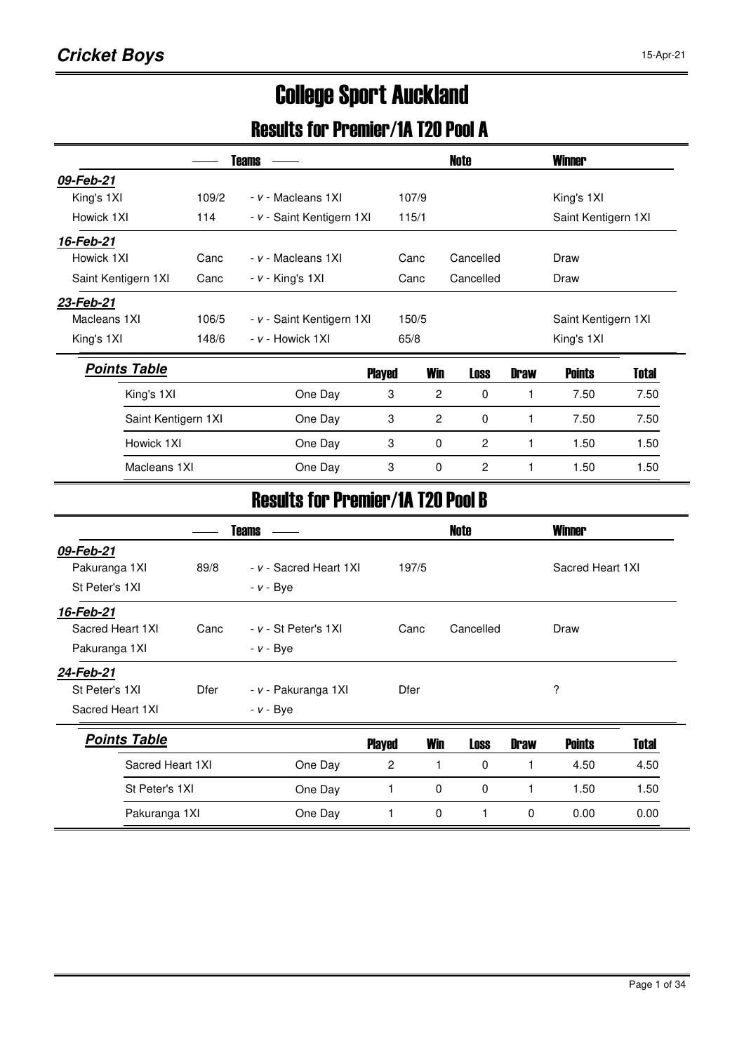**Cricket Boys** 15-Apr-21

# College Sport Auckland

## Results for Premier/1A T20 Pool A

| Teams | | | | Note | Winner |
|---|---|---|---|---|---|
| ***09-Feb-21*** | | | | | |
| King's 1XI | 109/2 | - v - Macleans 1XI | 107/9 | | King's 1XI |
| Howick 1XI | 114 | - v - Saint Kentigern 1XI | 115/1 | | Saint Kentigern 1XI |
| ***16-Feb-21*** | | | | | |
| Howick 1XI | Canc | - v - Macleans 1XI | Canc | Cancelled | Draw |
| Saint Kentigern 1XI | Canc | - v - King's 1XI | Canc | Cancelled | Draw |
| ***23-Feb-21*** | | | | | |
| Macleans 1XI | 106/5 | - v - Saint Kentigern 1XI | 150/5 | | Saint Kentigern 1XI |
| King's 1XI | 148/6 | - v - Howick 1XI | 65/8 | | King's 1XI |

***Points Table***

| | | Played | Win | Loss | Draw | Points | Total |
|---|---|---|---|---|---|---|---|
| King's 1XI | One Day | 3 | 2 | 0 | 1 | 7.50 | 7.50 |
| Saint Kentigern 1XI | One Day | 3 | 2 | 0 | 1 | 7.50 | 7.50 |
| Howick 1XI | One Day | 3 | 0 | 2 | 1 | 1.50 | 1.50 |
| Macleans 1XI | One Day | 3 | 0 | 2 | 1 | 1.50 | 1.50 |

## Results for Premier/1A T20 Pool B

| Teams | | | | Note | Winner |
|---|---|---|---|---|---|
| ***09-Feb-21*** | | | | | |
| Pakuranga 1XI | 89/8 | - v - Sacred Heart 1XI | 197/5 | | Sacred Heart 1XI |
| St Peter's 1XI | | - v - Bye | | | |
| ***16-Feb-21*** | | | | | |
| Sacred Heart 1XI | Canc | - v - St Peter's 1XI | Canc | Cancelled | Draw |
| Pakuranga 1XI | | - v - Bye | | | |
| ***24-Feb-21*** | | | | | |
| St Peter's 1XI | Dfer | - v - Pakuranga 1XI | Dfer | | ? |
| Sacred Heart 1XI | | - v - Bye | | | |

***Points Table***

| | | Played | Win | Loss | Draw | Points | Total |
|---|---|---|---|---|---|---|---|
| Sacred Heart 1XI | One Day | 2 | 1 | 0 | 1 | 4.50 | 4.50 |
| St Peter's 1XI | One Day | 1 | 0 | 0 | 1 | 1.50 | 1.50 |
| Pakuranga 1XI | One Day | 1 | 0 | 1 | 0 | 0.00 | 0.00 |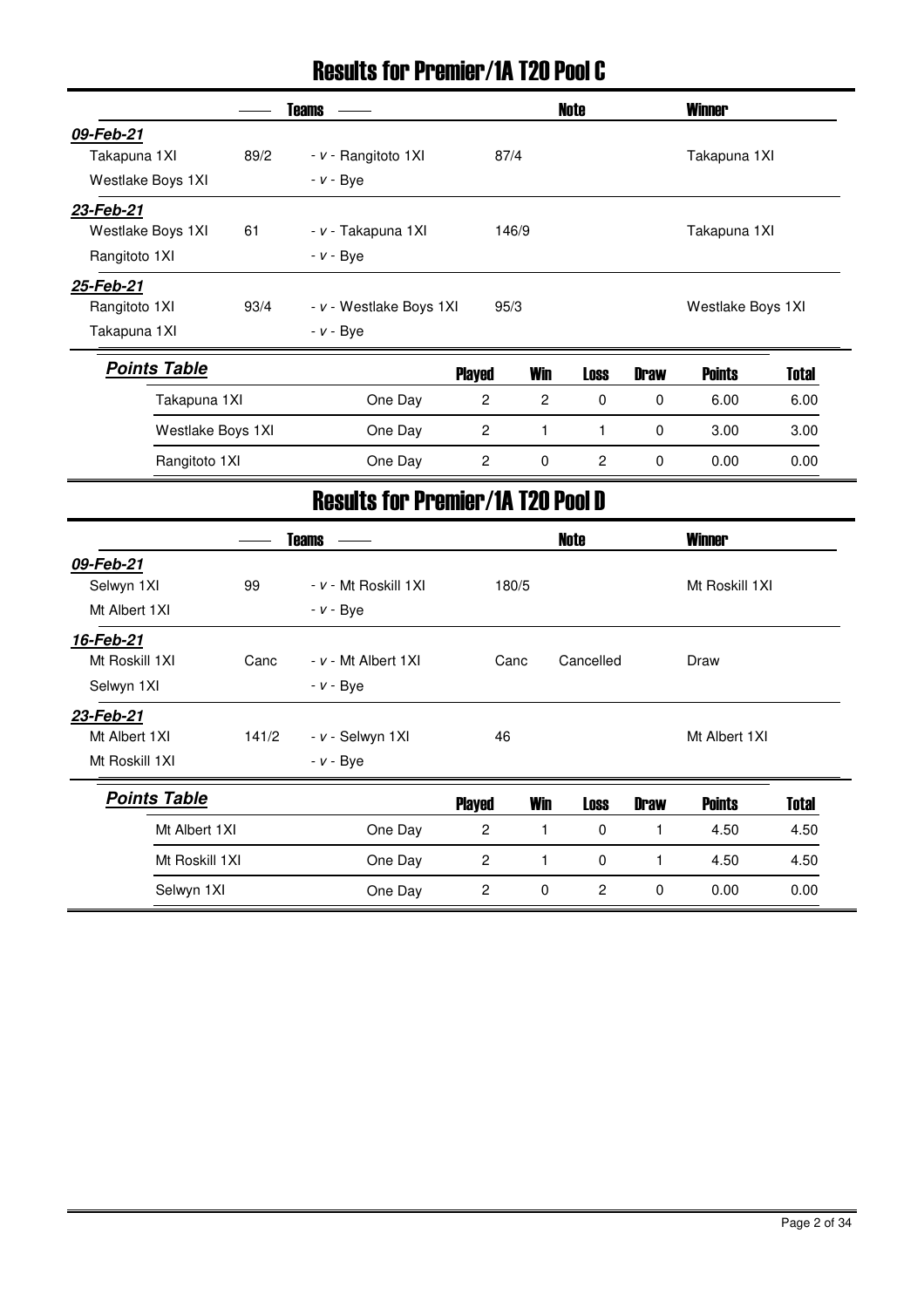# Results for Premier/1A T20 Pool C

| Teams | | | | Note | Winner |
|---|---|---|---|---|---|
| ***09-Feb-21*** | | | | | |
| Takapuna 1XI | 89/2 | - v - Rangitoto 1XI | 87/4 | | Takapuna 1XI |
| Westlake Boys 1XI | | - v - Bye | | | |
| ***23-Feb-21*** | | | | | |
| Westlake Boys 1XI | 61 | - v - Takapuna 1XI | 146/9 | | Takapuna 1XI |
| Rangitoto 1XI | | - v - Bye | | | |
| ***25-Feb-21*** | | | | | |
| Rangitoto 1XI | 93/4 | - v - Westlake Boys 1XI | 95/3 | | Westlake Boys 1XI |
| Takapuna 1XI | | - v - Bye | | | |

***Points Table***

| | | Played | Win | Loss | Draw | Points | Total |
|---|---|---|---|---|---|---|---|
| Takapuna 1XI | One Day | 2 | 2 | 0 | 0 | 6.00 | 6.00 |
| Westlake Boys 1XI | One Day | 2 | 1 | 1 | 0 | 3.00 | 3.00 |
| Rangitoto 1XI | One Day | 2 | 0 | 2 | 0 | 0.00 | 0.00 |

# Results for Premier/1A T20 Pool D

| Teams | | | | Note | Winner |
|---|---|---|---|---|---|
| ***09-Feb-21*** | | | | | |
| Selwyn 1XI | 99 | - v - Mt Roskill 1XI | 180/5 | | Mt Roskill 1XI |
| Mt Albert 1XI | | - v - Bye | | | |
| ***16-Feb-21*** | | | | | |
| Mt Roskill 1XI | Canc | - v - Mt Albert 1XI | Canc | Cancelled | Draw |
| Selwyn 1XI | | - v - Bye | | | |
| ***23-Feb-21*** | | | | | |
| Mt Albert 1XI | 141/2 | - v - Selwyn 1XI | 46 | | Mt Albert 1XI |
| Mt Roskill 1XI | | - v - Bye | | | |

***Points Table***

| | | Played | Win | Loss | Draw | Points | Total |
|---|---|---|---|---|---|---|---|
| Mt Albert 1XI | One Day | 2 | 1 | 0 | 1 | 4.50 | 4.50 |
| Mt Roskill 1XI | One Day | 2 | 1 | 0 | 1 | 4.50 | 4.50 |
| Selwyn 1XI | One Day | 2 | 0 | 2 | 0 | 0.00 | 0.00 |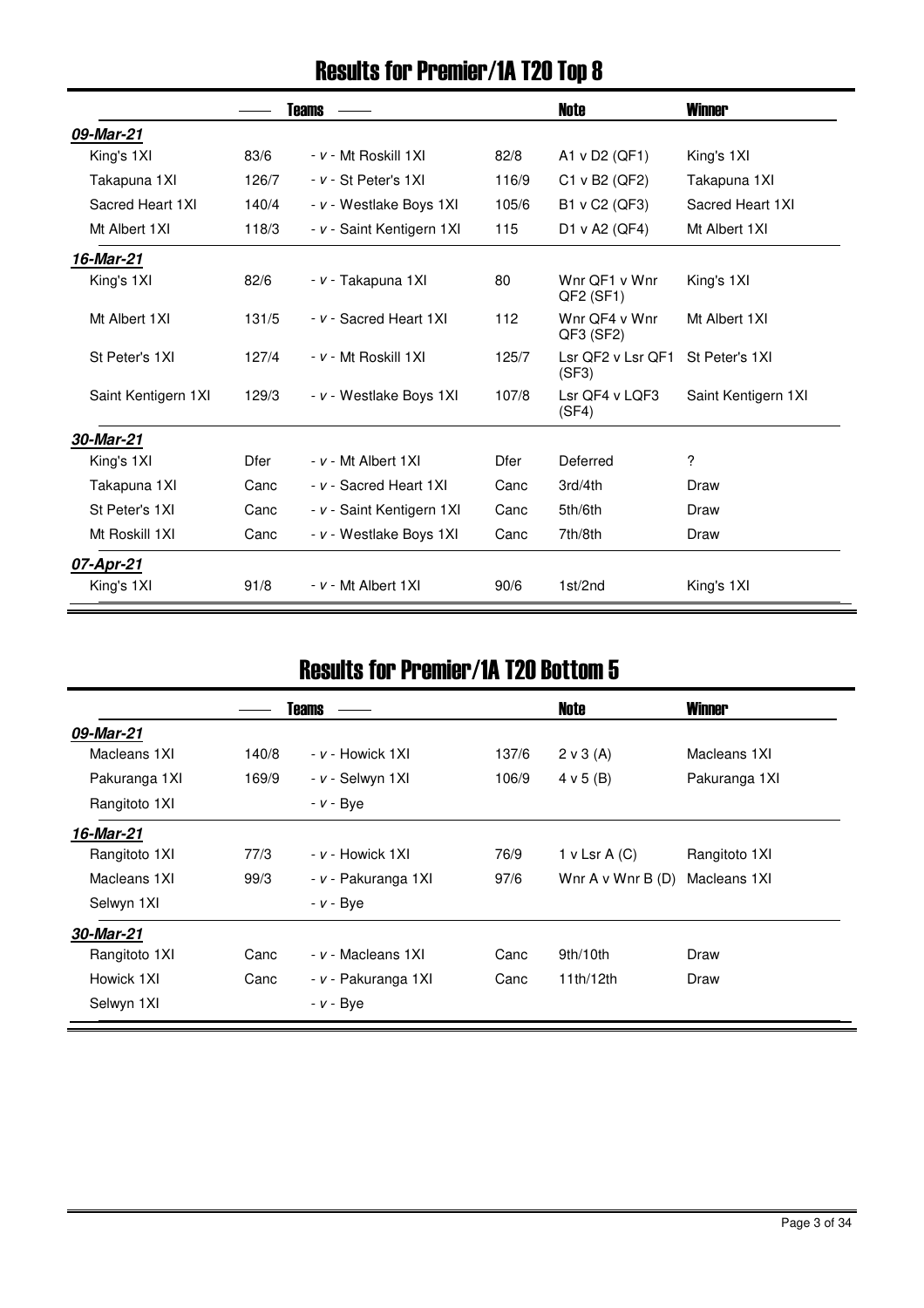# Results for Premier/1A T20 Top 8

| | Teams | | | Note | Winner |
|---|---|---|---|---|---|
| ***09-Mar-21*** | | | | | |
| King's 1XI | 83/6 | - *v* - Mt Roskill 1XI | 82/8 | A1 v D2 (QF1) | King's 1XI |
| Takapuna 1XI | 126/7 | - *v* - St Peter's 1XI | 116/9 | C1 v B2 (QF2) | Takapuna 1XI |
| Sacred Heart 1XI | 140/4 | - *v* - Westlake Boys 1XI | 105/6 | B1 v C2 (QF3) | Sacred Heart 1XI |
| Mt Albert 1XI | 118/3 | - *v* - Saint Kentigern 1XI | 115 | D1 v A2 (QF4) | Mt Albert 1XI |
| ***16-Mar-21*** | | | | | |
| King's 1XI | 82/6 | - *v* - Takapuna 1XI | 80 | Wnr QF1 v Wnr QF2 (SF1) | King's 1XI |
| Mt Albert 1XI | 131/5 | - *v* - Sacred Heart 1XI | 112 | Wnr QF4 v Wnr QF3 (SF2) | Mt Albert 1XI |
| St Peter's 1XI | 127/4 | - *v* - Mt Roskill 1XI | 125/7 | Lsr QF2 v Lsr QF1 (SF3) | St Peter's 1XI |
| Saint Kentigern 1XI | 129/3 | - *v* - Westlake Boys 1XI | 107/8 | Lsr QF4 v LQF3 (SF4) | Saint Kentigern 1XI |
| ***30-Mar-21*** | | | | | |
| King's 1XI | Dfer | - *v* - Mt Albert 1XI | Dfer | Deferred | ? |
| Takapuna 1XI | Canc | - *v* - Sacred Heart 1XI | Canc | 3rd/4th | Draw |
| St Peter's 1XI | Canc | - *v* - Saint Kentigern 1XI | Canc | 5th/6th | Draw |
| Mt Roskill 1XI | Canc | - *v* - Westlake Boys 1XI | Canc | 7th/8th | Draw |
| ***07-Apr-21*** | | | | | |
| King's 1XI | 91/8 | - *v* - Mt Albert 1XI | 90/6 | 1st/2nd | King's 1XI |

# Results for Premier/1A T20 Bottom 5

| | Teams | | | Note | Winner |
|---|---|---|---|---|---|
| ***09-Mar-21*** | | | | | |
| Macleans 1XI | 140/8 | - *v* - Howick 1XI | 137/6 | 2 v 3 (A) | Macleans 1XI |
| Pakuranga 1XI | 169/9 | - *v* - Selwyn 1XI | 106/9 | 4 v 5 (B) | Pakuranga 1XI |
| Rangitoto 1XI | | - *v* - Bye | | | |
| ***16-Mar-21*** | | | | | |
| Rangitoto 1XI | 77/3 | - *v* - Howick 1XI | 76/9 | 1 v Lsr A (C) | Rangitoto 1XI |
| Macleans 1XI | 99/3 | - *v* - Pakuranga 1XI | 97/6 | Wnr A v Wnr B (D) | Macleans 1XI |
| Selwyn 1XI | | - *v* - Bye | | | |
| ***30-Mar-21*** | | | | | |
| Rangitoto 1XI | Canc | - *v* - Macleans 1XI | Canc | 9th/10th | Draw |
| Howick 1XI | Canc | - *v* - Pakuranga 1XI | Canc | 11th/12th | Draw |
| Selwyn 1XI | | - *v* - Bye | | | |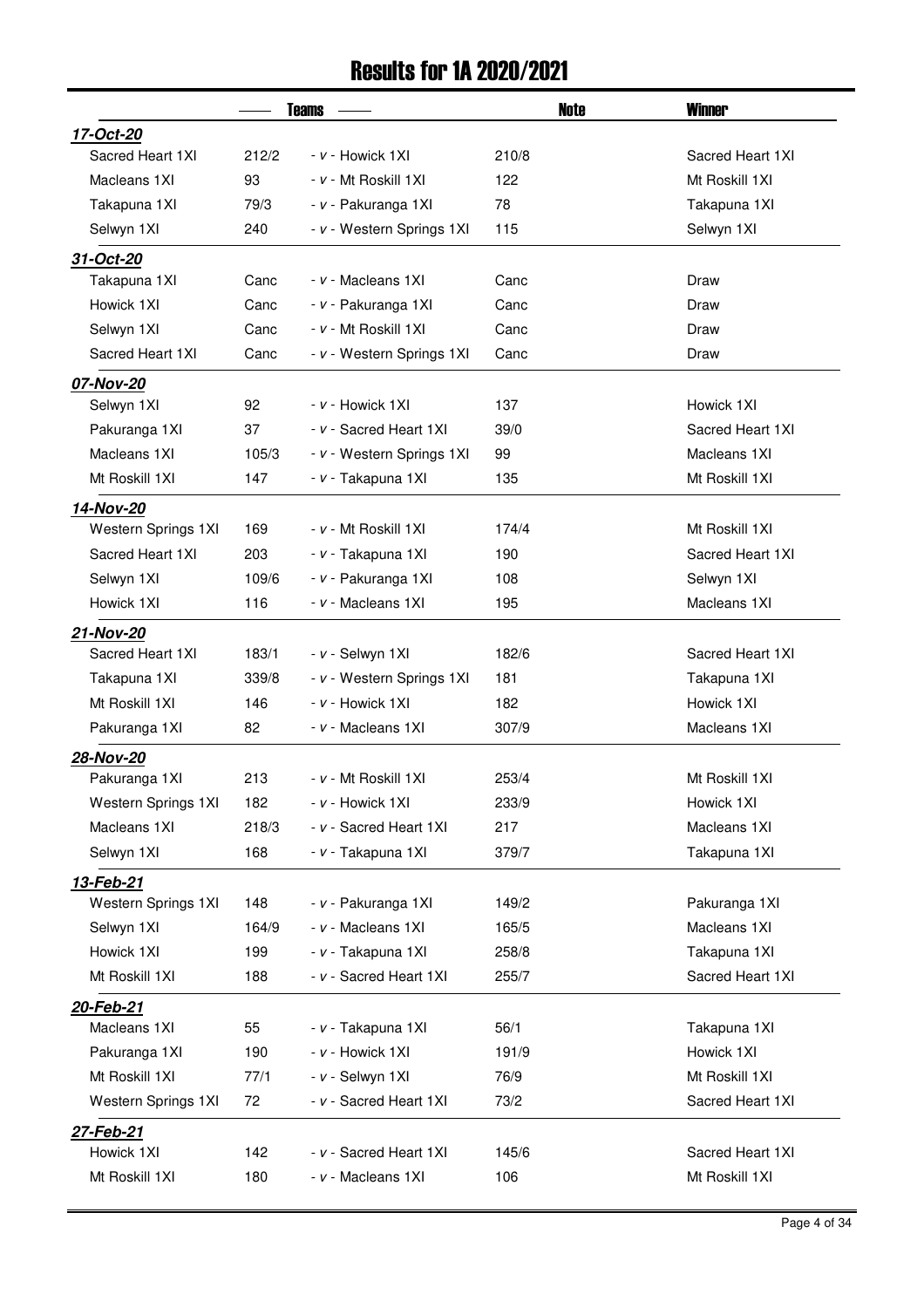# Results for 1A 2020/2021

| Teams | | | Note | Winner |
|---|---|---|---|---|
| ***17-Oct-20*** | | | | |
| Sacred Heart 1XI | 212/2 | - v - Howick 1XI | 210/8 | Sacred Heart 1XI |
| Macleans 1XI | 93 | - v - Mt Roskill 1XI | 122 | Mt Roskill 1XI |
| Takapuna 1XI | 79/3 | - v - Pakuranga 1XI | 78 | Takapuna 1XI |
| Selwyn 1XI | 240 | - v - Western Springs 1XI | 115 | Selwyn 1XI |
| ***31-Oct-20*** | | | | |
| Takapuna 1XI | Canc | - v - Macleans 1XI | Canc | Draw |
| Howick 1XI | Canc | - v - Pakuranga 1XI | Canc | Draw |
| Selwyn 1XI | Canc | - v - Mt Roskill 1XI | Canc | Draw |
| Sacred Heart 1XI | Canc | - v - Western Springs 1XI | Canc | Draw |
| ***07-Nov-20*** | | | | |
| Selwyn 1XI | 92 | - v - Howick 1XI | 137 | Howick 1XI |
| Pakuranga 1XI | 37 | - v - Sacred Heart 1XI | 39/0 | Sacred Heart 1XI |
| Macleans 1XI | 105/3 | - v - Western Springs 1XI | 99 | Macleans 1XI |
| Mt Roskill 1XI | 147 | - v - Takapuna 1XI | 135 | Mt Roskill 1XI |
| ***14-Nov-20*** | | | | |
| Western Springs 1XI | 169 | - v - Mt Roskill 1XI | 174/4 | Mt Roskill 1XI |
| Sacred Heart 1XI | 203 | - v - Takapuna 1XI | 190 | Sacred Heart 1XI |
| Selwyn 1XI | 109/6 | - v - Pakuranga 1XI | 108 | Selwyn 1XI |
| Howick 1XI | 116 | - v - Macleans 1XI | 195 | Macleans 1XI |
| ***21-Nov-20*** | | | | |
| Sacred Heart 1XI | 183/1 | - v - Selwyn 1XI | 182/6 | Sacred Heart 1XI |
| Takapuna 1XI | 339/8 | - v - Western Springs 1XI | 181 | Takapuna 1XI |
| Mt Roskill 1XI | 146 | - v - Howick 1XI | 182 | Howick 1XI |
| Pakuranga 1XI | 82 | - v - Macleans 1XI | 307/9 | Macleans 1XI |
| ***28-Nov-20*** | | | | |
| Pakuranga 1XI | 213 | - v - Mt Roskill 1XI | 253/4 | Mt Roskill 1XI |
| Western Springs 1XI | 182 | - v - Howick 1XI | 233/9 | Howick 1XI |
| Macleans 1XI | 218/3 | - v - Sacred Heart 1XI | 217 | Macleans 1XI |
| Selwyn 1XI | 168 | - v - Takapuna 1XI | 379/7 | Takapuna 1XI |
| ***13-Feb-21*** | | | | |
| Western Springs 1XI | 148 | - v - Pakuranga 1XI | 149/2 | Pakuranga 1XI |
| Selwyn 1XI | 164/9 | - v - Macleans 1XI | 165/5 | Macleans 1XI |
| Howick 1XI | 199 | - v - Takapuna 1XI | 258/8 | Takapuna 1XI |
| Mt Roskill 1XI | 188 | - v - Sacred Heart 1XI | 255/7 | Sacred Heart 1XI |
| ***20-Feb-21*** | | | | |
| Macleans 1XI | 55 | - v - Takapuna 1XI | 56/1 | Takapuna 1XI |
| Pakuranga 1XI | 190 | - v - Howick 1XI | 191/9 | Howick 1XI |
| Mt Roskill 1XI | 77/1 | - v - Selwyn 1XI | 76/9 | Mt Roskill 1XI |
| Western Springs 1XI | 72 | - v - Sacred Heart 1XI | 73/2 | Sacred Heart 1XI |
| ***27-Feb-21*** | | | | |
| Howick 1XI | 142 | - v - Sacred Heart 1XI | 145/6 | Sacred Heart 1XI |
| Mt Roskill 1XI | 180 | - v - Macleans 1XI | 106 | Mt Roskill 1XI |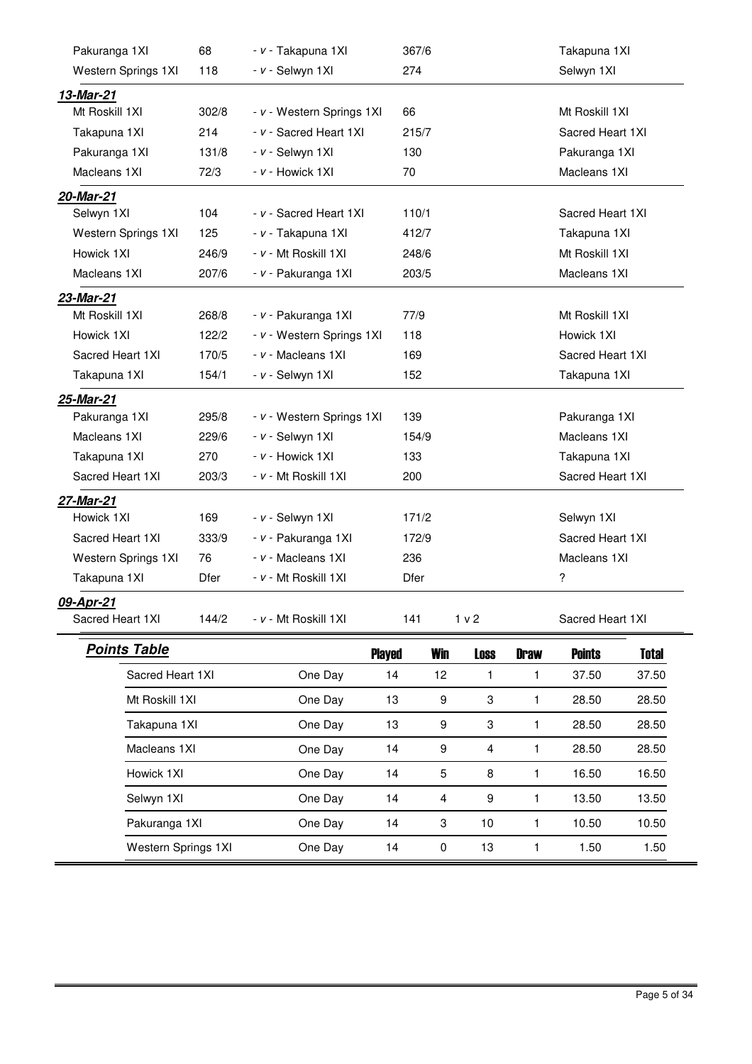| | | | | | |
|---|---|---|---|---|---|
| Pakuranga 1XI | 68 | - v - Takapuna 1XI | 367/6 | | Takapuna 1XI |
| Western Springs 1XI | 118 | - v - Selwyn 1XI | 274 | | Selwyn 1XI |

***13-Mar-21***

| | | | | | |
|---|---|---|---|---|---|
| Mt Roskill 1XI | 302/8 | - v - Western Springs 1XI | 66 | | Mt Roskill 1XI |
| Takapuna 1XI | 214 | - v - Sacred Heart 1XI | 215/7 | | Sacred Heart 1XI |
| Pakuranga 1XI | 131/8 | - v - Selwyn 1XI | 130 | | Pakuranga 1XI |
| Macleans 1XI | 72/3 | - v - Howick 1XI | 70 | | Macleans 1XI |

***20-Mar-21***

| | | | | | |
|---|---|---|---|---|---|
| Selwyn 1XI | 104 | - v - Sacred Heart 1XI | 110/1 | | Sacred Heart 1XI |
| Western Springs 1XI | 125 | - v - Takapuna 1XI | 412/7 | | Takapuna 1XI |
| Howick 1XI | 246/9 | - v - Mt Roskill 1XI | 248/6 | | Mt Roskill 1XI |
| Macleans 1XI | 207/6 | - v - Pakuranga 1XI | 203/5 | | Macleans 1XI |

***23-Mar-21***

| | | | | | |
|---|---|---|---|---|---|
| Mt Roskill 1XI | 268/8 | - v - Pakuranga 1XI | 77/9 | | Mt Roskill 1XI |
| Howick 1XI | 122/2 | - v - Western Springs 1XI | 118 | | Howick 1XI |
| Sacred Heart 1XI | 170/5 | - v - Macleans 1XI | 169 | | Sacred Heart 1XI |
| Takapuna 1XI | 154/1 | - v - Selwyn 1XI | 152 | | Takapuna 1XI |

***25-Mar-21***

| | | | | | |
|---|---|---|---|---|---|
| Pakuranga 1XI | 295/8 | - v - Western Springs 1XI | 139 | | Pakuranga 1XI |
| Macleans 1XI | 229/6 | - v - Selwyn 1XI | 154/9 | | Macleans 1XI |
| Takapuna 1XI | 270 | - v - Howick 1XI | 133 | | Takapuna 1XI |
| Sacred Heart 1XI | 203/3 | - v - Mt Roskill 1XI | 200 | | Sacred Heart 1XI |

***27-Mar-21***

| | | | | | |
|---|---|---|---|---|---|
| Howick 1XI | 169 | - v - Selwyn 1XI | 171/2 | | Selwyn 1XI |
| Sacred Heart 1XI | 333/9 | - v - Pakuranga 1XI | 172/9 | | Sacred Heart 1XI |
| Western Springs 1XI | 76 | - v - Macleans 1XI | 236 | | Macleans 1XI |
| Takapuna 1XI | Dfer | - v - Mt Roskill 1XI | Dfer | | ? |

***09-Apr-21***

| | | | | | |
|---|---|---|---|---|---|
| Sacred Heart 1XI | 144/2 | - v - Mt Roskill 1XI | 141 | 1 v 2 | Sacred Heart 1XI |

***Points Table***

| | | Played | Win | Loss | Draw | Points | Total |
|---|---|---|---|---|---|---|---|
| Sacred Heart 1XI | One Day | 14 | 12 | 1 | 1 | 37.50 | 37.50 |
| Mt Roskill 1XI | One Day | 13 | 9 | 3 | 1 | 28.50 | 28.50 |
| Takapuna 1XI | One Day | 13 | 9 | 3 | 1 | 28.50 | 28.50 |
| Macleans 1XI | One Day | 14 | 9 | 4 | 1 | 28.50 | 28.50 |
| Howick 1XI | One Day | 14 | 5 | 8 | 1 | 16.50 | 16.50 |
| Selwyn 1XI | One Day | 14 | 4 | 9 | 1 | 13.50 | 13.50 |
| Pakuranga 1XI | One Day | 14 | 3 | 10 | 1 | 10.50 | 10.50 |
| Western Springs 1XI | One Day | 14 | 0 | 13 | 1 | 1.50 | 1.50 |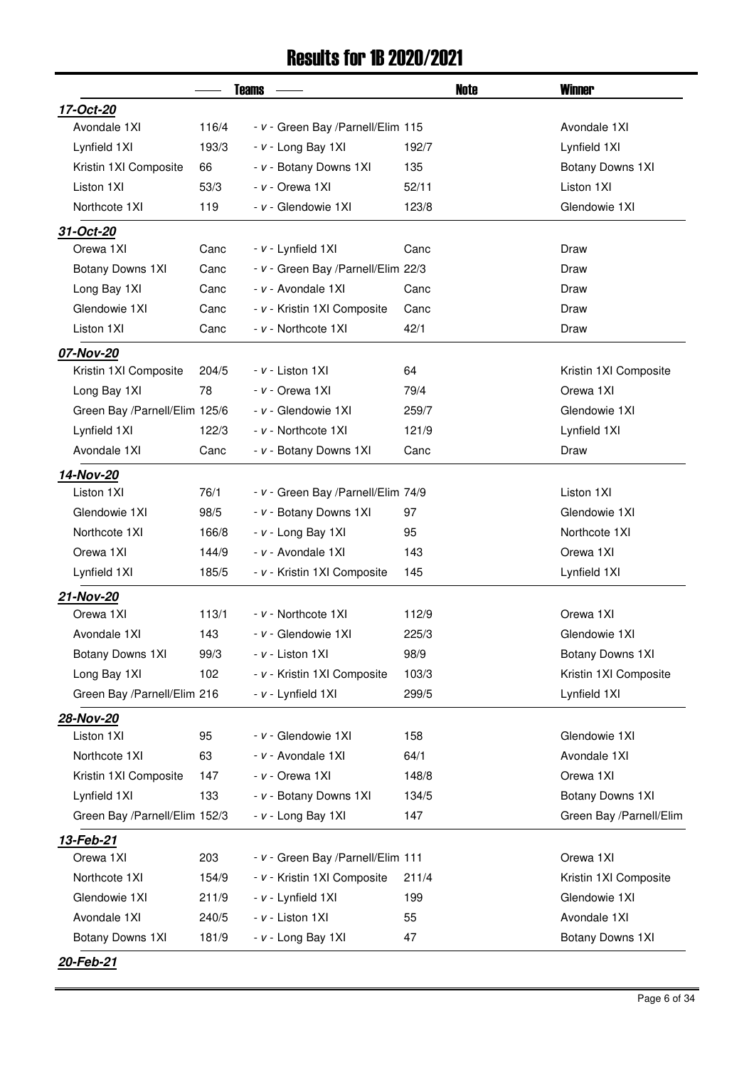# Results for 1B 2020/2021

| | | Teams | | Note | Winner |
|---|---|---|---|---|---|
| ***17-Oct-20*** | | | | | |
| Avondale 1XI | 116/4 | - v - Green Bay /Parnell/Elim | 115 | | Avondale 1XI |
| Lynfield 1XI | 193/3 | - v - Long Bay 1XI | 192/7 | | Lynfield 1XI |
| Kristin 1XI Composite | 66 | - v - Botany Downs 1XI | 135 | | Botany Downs 1XI |
| Liston 1XI | 53/3 | - v - Orewa 1XI | 52/11 | | Liston 1XI |
| Northcote 1XI | 119 | - v - Glendowie 1XI | 123/8 | | Glendowie 1XI |
| ***31-Oct-20*** | | | | | |
| Orewa 1XI | Canc | - v - Lynfield 1XI | Canc | | Draw |
| Botany Downs 1XI | Canc | - v - Green Bay /Parnell/Elim | 22/3 | | Draw |
| Long Bay 1XI | Canc | - v - Avondale 1XI | Canc | | Draw |
| Glendowie 1XI | Canc | - v - Kristin 1XI Composite | Canc | | Draw |
| Liston 1XI | Canc | - v - Northcote 1XI | 42/1 | | Draw |
| ***07-Nov-20*** | | | | | |
| Kristin 1XI Composite | 204/5 | - v - Liston 1XI | 64 | | Kristin 1XI Composite |
| Long Bay 1XI | 78 | - v - Orewa 1XI | 79/4 | | Orewa 1XI |
| Green Bay /Parnell/Elim | 125/6 | - v - Glendowie 1XI | 259/7 | | Glendowie 1XI |
| Lynfield 1XI | 122/3 | - v - Northcote 1XI | 121/9 | | Lynfield 1XI |
| Avondale 1XI | Canc | - v - Botany Downs 1XI | Canc | | Draw |
| ***14-Nov-20*** | | | | | |
| Liston 1XI | 76/1 | - v - Green Bay /Parnell/Elim | 74/9 | | Liston 1XI |
| Glendowie 1XI | 98/5 | - v - Botany Downs 1XI | 97 | | Glendowie 1XI |
| Northcote 1XI | 166/8 | - v - Long Bay 1XI | 95 | | Northcote 1XI |
| Orewa 1XI | 144/9 | - v - Avondale 1XI | 143 | | Orewa 1XI |
| Lynfield 1XI | 185/5 | - v - Kristin 1XI Composite | 145 | | Lynfield 1XI |
| ***21-Nov-20*** | | | | | |
| Orewa 1XI | 113/1 | - v - Northcote 1XI | 112/9 | | Orewa 1XI |
| Avondale 1XI | 143 | - v - Glendowie 1XI | 225/3 | | Glendowie 1XI |
| Botany Downs 1XI | 99/3 | - v - Liston 1XI | 98/9 | | Botany Downs 1XI |
| Long Bay 1XI | 102 | - v - Kristin 1XI Composite | 103/3 | | Kristin 1XI Composite |
| Green Bay /Parnell/Elim | 216 | - v - Lynfield 1XI | 299/5 | | Lynfield 1XI |
| ***28-Nov-20*** | | | | | |
| Liston 1XI | 95 | - v - Glendowie 1XI | 158 | | Glendowie 1XI |
| Northcote 1XI | 63 | - v - Avondale 1XI | 64/1 | | Avondale 1XI |
| Kristin 1XI Composite | 147 | - v - Orewa 1XI | 148/8 | | Orewa 1XI |
| Lynfield 1XI | 133 | - v - Botany Downs 1XI | 134/5 | | Botany Downs 1XI |
| Green Bay /Parnell/Elim | 152/3 | - v - Long Bay 1XI | 147 | | Green Bay /Parnell/Elim |
| ***13-Feb-21*** | | | | | |
| Orewa 1XI | 203 | - v - Green Bay /Parnell/Elim | 111 | | Orewa 1XI |
| Northcote 1XI | 154/9 | - v - Kristin 1XI Composite | 211/4 | | Kristin 1XI Composite |
| Glendowie 1XI | 211/9 | - v - Lynfield 1XI | 199 | | Glendowie 1XI |
| Avondale 1XI | 240/5 | - v - Liston 1XI | 55 | | Avondale 1XI |
| Botany Downs 1XI | 181/9 | - v - Long Bay 1XI | 47 | | Botany Downs 1XI |
| ***20-Feb-21*** | | | | | |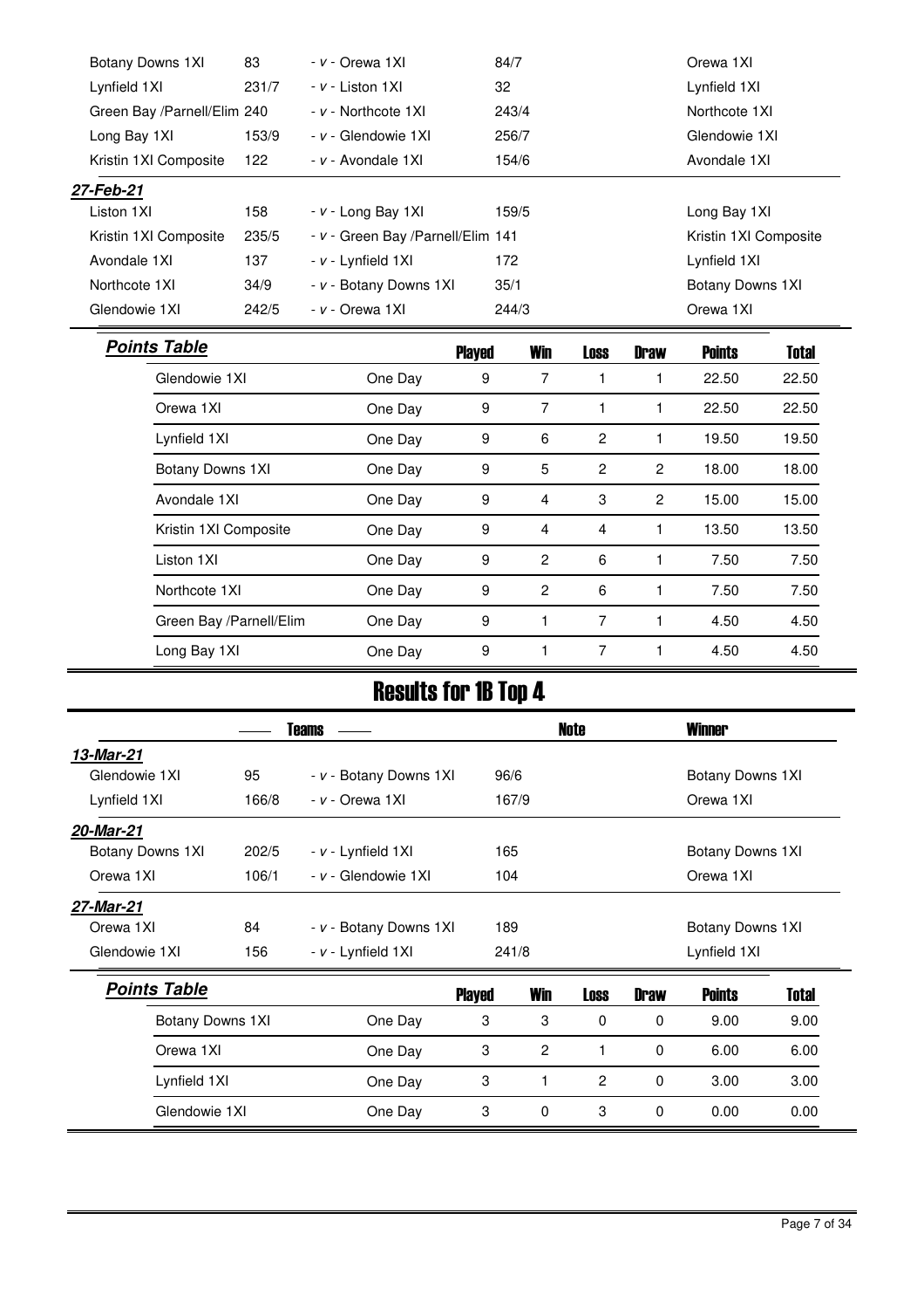| | | | | | |
|---|---|---|---|---|---|
| Botany Downs 1XI | 83 | - *v* - Orewa 1XI | 84/7 | | Orewa 1XI |
| Lynfield 1XI | 231/7 | - *v* - Liston 1XI | 32 | | Lynfield 1XI |
| Green Bay /Parnell/Elim | 240 | - *v* - Northcote 1XI | 243/4 | | Northcote 1XI |
| Long Bay 1XI | 153/9 | - *v* - Glendowie 1XI | 256/7 | | Glendowie 1XI |
| Kristin 1XI Composite | 122 | - *v* - Avondale 1XI | 154/6 | | Avondale 1XI |
| ***27-Feb-21*** | | | | | |
| Liston 1XI | 158 | - *v* - Long Bay 1XI | 159/5 | | Long Bay 1XI |
| Kristin 1XI Composite | 235/5 | - *v* - Green Bay /Parnell/Elim | 141 | | Kristin 1XI Composite |
| Avondale 1XI | 137 | - *v* - Lynfield 1XI | 172 | | Lynfield 1XI |
| Northcote 1XI | 34/9 | - *v* - Botany Downs 1XI | 35/1 | | Botany Downs 1XI |
| Glendowie 1XI | 242/5 | - *v* - Orewa 1XI | 244/3 | | Orewa 1XI |

***Points Table***

| | | Played | Win | Loss | Draw | Points | Total |
|---|---|---|---|---|---|---|---|
| Glendowie 1XI | One Day | 9 | 7 | 1 | 1 | 22.50 | 22.50 |
| Orewa 1XI | One Day | 9 | 7 | 1 | 1 | 22.50 | 22.50 |
| Lynfield 1XI | One Day | 9 | 6 | 2 | 1 | 19.50 | 19.50 |
| Botany Downs 1XI | One Day | 9 | 5 | 2 | 2 | 18.00 | 18.00 |
| Avondale 1XI | One Day | 9 | 4 | 3 | 2 | 15.00 | 15.00 |
| Kristin 1XI Composite | One Day | 9 | 4 | 4 | 1 | 13.50 | 13.50 |
| Liston 1XI | One Day | 9 | 2 | 6 | 1 | 7.50 | 7.50 |
| Northcote 1XI | One Day | 9 | 2 | 6 | 1 | 7.50 | 7.50 |
| Green Bay /Parnell/Elim | One Day | 9 | 1 | 7 | 1 | 4.50 | 4.50 |
| Long Bay 1XI | One Day | 9 | 1 | 7 | 1 | 4.50 | 4.50 |

# Results for 1B Top 4

| Teams | | | | Note | Winner |
|---|---|---|---|---|---|
| ***13-Mar-21*** | | | | | |
| Glendowie 1XI | 95 | - *v* - Botany Downs 1XI | 96/6 | | Botany Downs 1XI |
| Lynfield 1XI | 166/8 | - *v* - Orewa 1XI | 167/9 | | Orewa 1XI |
| ***20-Mar-21*** | | | | | |
| Botany Downs 1XI | 202/5 | - *v* - Lynfield 1XI | 165 | | Botany Downs 1XI |
| Orewa 1XI | 106/1 | - *v* - Glendowie 1XI | 104 | | Orewa 1XI |
| ***27-Mar-21*** | | | | | |
| Orewa 1XI | 84 | - *v* - Botany Downs 1XI | 189 | | Botany Downs 1XI |
| Glendowie 1XI | 156 | - *v* - Lynfield 1XI | 241/8 | | Lynfield 1XI |

***Points Table***

| | | Played | Win | Loss | Draw | Points | Total |
|---|---|---|---|---|---|---|---|
| Botany Downs 1XI | One Day | 3 | 3 | 0 | 0 | 9.00 | 9.00 |
| Orewa 1XI | One Day | 3 | 2 | 1 | 0 | 6.00 | 6.00 |
| Lynfield 1XI | One Day | 3 | 1 | 2 | 0 | 3.00 | 3.00 |
| Glendowie 1XI | One Day | 3 | 0 | 3 | 0 | 0.00 | 0.00 |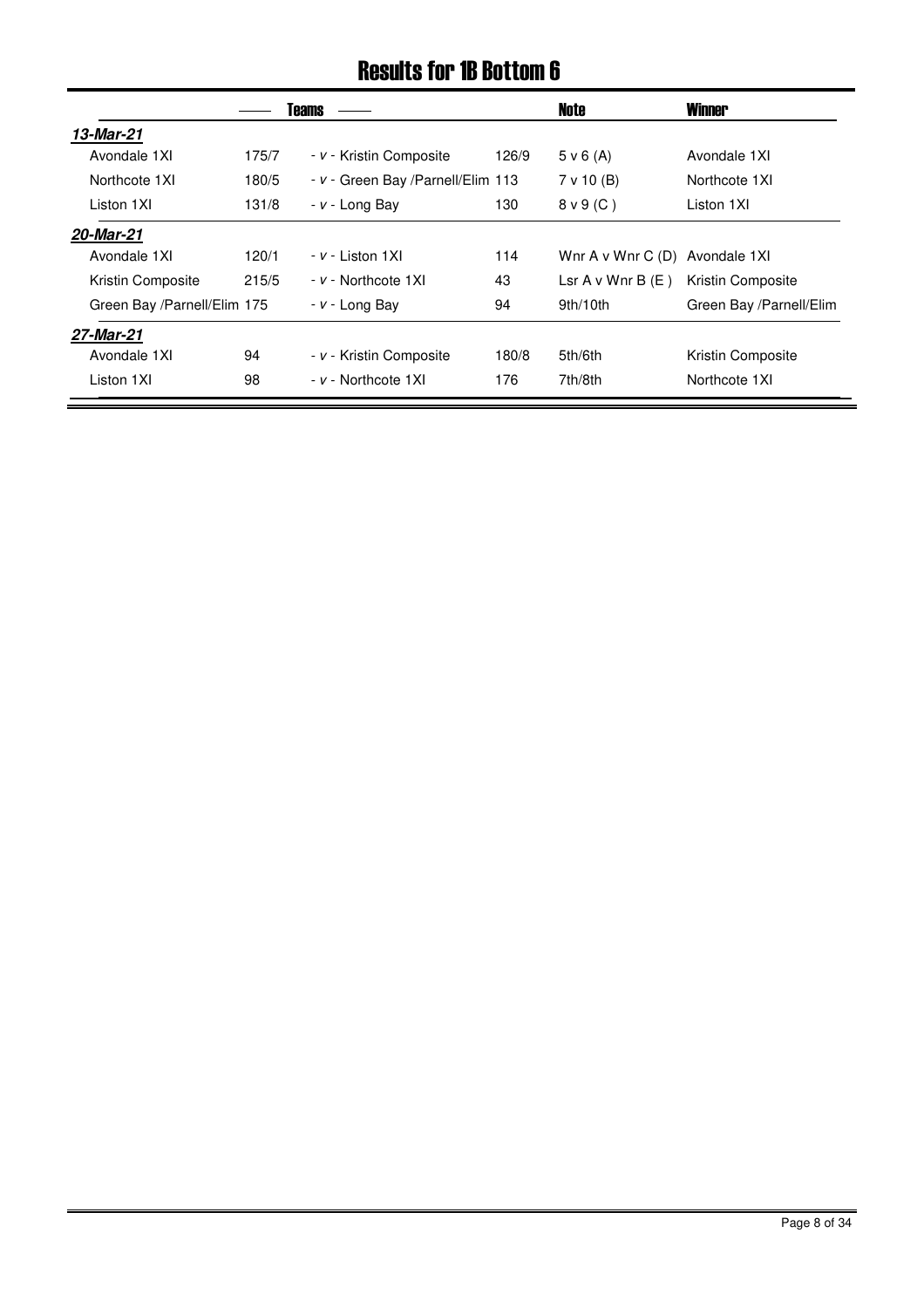# Results for 1B Bottom 6

| Teams | | | | Note | Winner |
|---|---|---|---|---|---|
| ***13-Mar-21*** | | | | | |
| Avondale 1XI | 175/7 | - v - Kristin Composite | 126/9 | 5 v 6 (A) | Avondale 1XI |
| Northcote 1XI | 180/5 | - v - Green Bay /Parnell/Elim | 113 | 7 v 10 (B) | Northcote 1XI |
| Liston 1XI | 131/8 | - v - Long Bay | 130 | 8 v 9 (C ) | Liston 1XI |
| ***20-Mar-21*** | | | | | |
| Avondale 1XI | 120/1 | - v - Liston 1XI | 114 | Wnr A v Wnr C (D) | Avondale 1XI |
| Kristin Composite | 215/5 | - v - Northcote 1XI | 43 | Lsr A v Wnr B (E ) | Kristin Composite |
| Green Bay /Parnell/Elim | 175 | - v - Long Bay | 94 | 9th/10th | Green Bay /Parnell/Elim |
| ***27-Mar-21*** | | | | | |
| Avondale 1XI | 94 | - v - Kristin Composite | 180/8 | 5th/6th | Kristin Composite |
| Liston 1XI | 98 | - v - Northcote 1XI | 176 | 7th/8th | Northcote 1XI |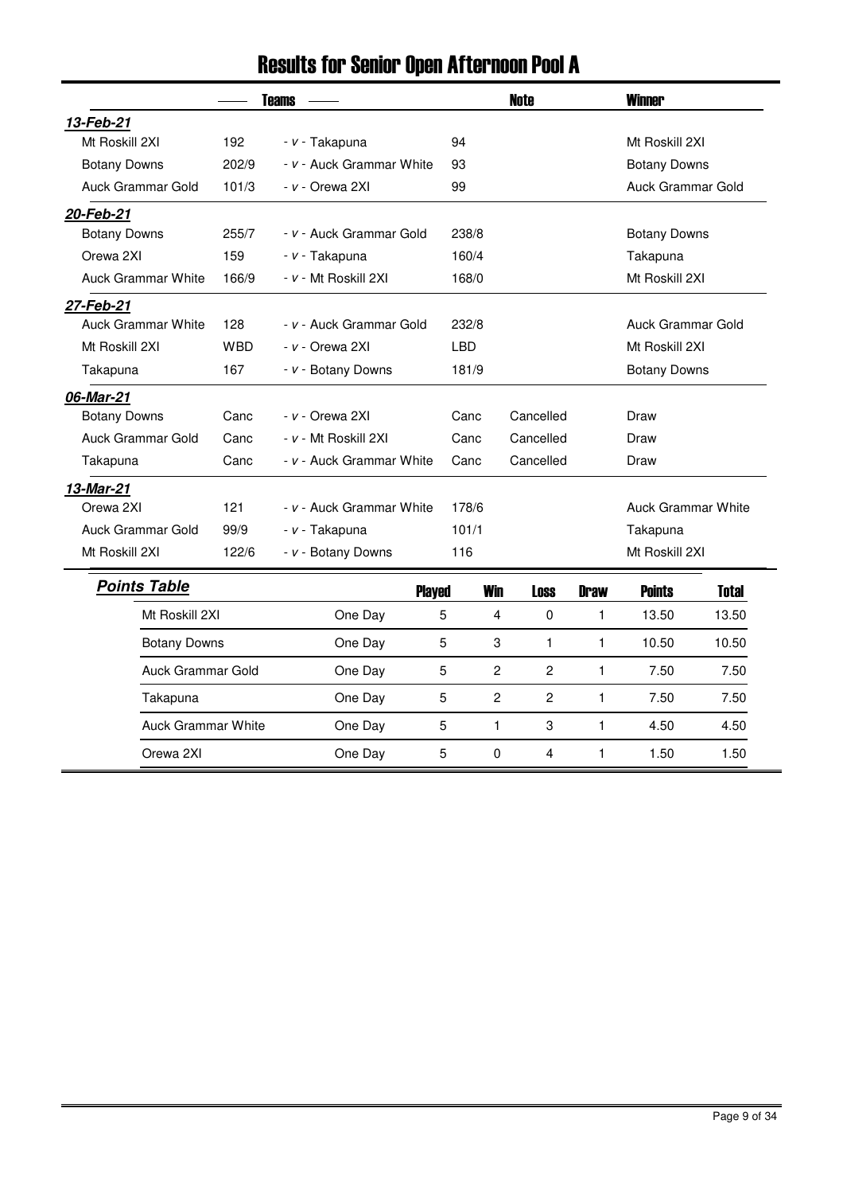# Results for Senior Open Afternoon Pool A

| Teams | | | | Note | Winner |
|---|---|---|---|---|---|
| ***13-Feb-21*** | | | | | |
| Mt Roskill 2XI | 192 | - v - Takapuna | 94 | | Mt Roskill 2XI |
| Botany Downs | 202/9 | - v - Auck Grammar White | 93 | | Botany Downs |
| Auck Grammar Gold | 101/3 | - v - Orewa 2XI | 99 | | Auck Grammar Gold |
| ***20-Feb-21*** | | | | | |
| Botany Downs | 255/7 | - v - Auck Grammar Gold | 238/8 | | Botany Downs |
| Orewa 2XI | 159 | - v - Takapuna | 160/4 | | Takapuna |
| Auck Grammar White | 166/9 | - v - Mt Roskill 2XI | 168/0 | | Mt Roskill 2XI |
| ***27-Feb-21*** | | | | | |
| Auck Grammar White | 128 | - v - Auck Grammar Gold | 232/8 | | Auck Grammar Gold |
| Mt Roskill 2XI | WBD | - v - Orewa 2XI | LBD | | Mt Roskill 2XI |
| Takapuna | 167 | - v - Botany Downs | 181/9 | | Botany Downs |
| ***06-Mar-21*** | | | | | |
| Botany Downs | Canc | - v - Orewa 2XI | Canc | Cancelled | Draw |
| Auck Grammar Gold | Canc | - v - Mt Roskill 2XI | Canc | Cancelled | Draw |
| Takapuna | Canc | - v - Auck Grammar White | Canc | Cancelled | Draw |
| ***13-Mar-21*** | | | | | |
| Orewa 2XI | 121 | - v - Auck Grammar White | 178/6 | | Auck Grammar White |
| Auck Grammar Gold | 99/9 | - v - Takapuna | 101/1 | | Takapuna |
| Mt Roskill 2XI | 122/6 | - v - Botany Downs | 116 | | Mt Roskill 2XI |

| ***Points Table*** | | Played | Win | Loss | Draw | Points | Total |
|---|---|---|---|---|---|---|---|
| Mt Roskill 2XI | One Day | 5 | 4 | 0 | 1 | 13.50 | 13.50 |
| Botany Downs | One Day | 5 | 3 | 1 | 1 | 10.50 | 10.50 |
| Auck Grammar Gold | One Day | 5 | 2 | 2 | 1 | 7.50 | 7.50 |
| Takapuna | One Day | 5 | 2 | 2 | 1 | 7.50 | 7.50 |
| Auck Grammar White | One Day | 5 | 1 | 3 | 1 | 4.50 | 4.50 |
| Orewa 2XI | One Day | 5 | 0 | 4 | 1 | 1.50 | 1.50 |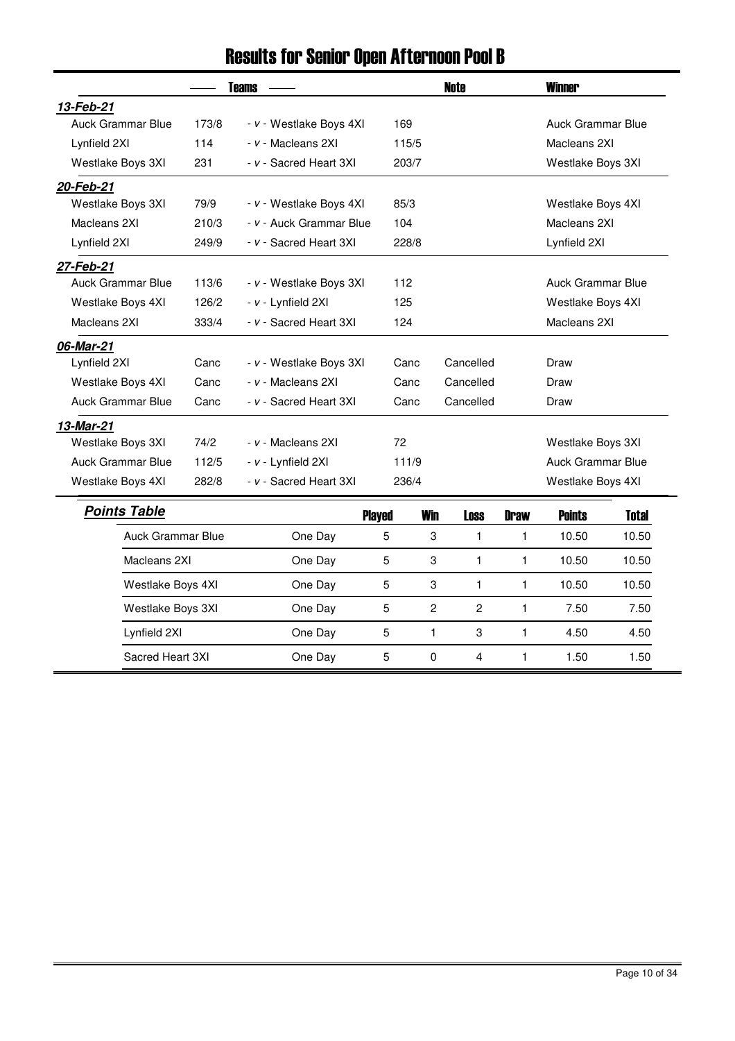# Results for Senior Open Afternoon Pool B

| Teams | | | | Note | Winner |
|---|---|---|---|---|---|
| ***13-Feb-21*** | | | | | |
| Auck Grammar Blue | 173/8 | - *v* - Westlake Boys 4XI | 169 | | Auck Grammar Blue |
| Lynfield 2XI | 114 | - *v* - Macleans 2XI | 115/5 | | Macleans 2XI |
| Westlake Boys 3XI | 231 | - *v* - Sacred Heart 3XI | 203/7 | | Westlake Boys 3XI |
| ***20-Feb-21*** | | | | | |
| Westlake Boys 3XI | 79/9 | - *v* - Westlake Boys 4XI | 85/3 | | Westlake Boys 4XI |
| Macleans 2XI | 210/3 | - *v* - Auck Grammar Blue | 104 | | Macleans 2XI |
| Lynfield 2XI | 249/9 | - *v* - Sacred Heart 3XI | 228/8 | | Lynfield 2XI |
| ***27-Feb-21*** | | | | | |
| Auck Grammar Blue | 113/6 | - *v* - Westlake Boys 3XI | 112 | | Auck Grammar Blue |
| Westlake Boys 4XI | 126/2 | - *v* - Lynfield 2XI | 125 | | Westlake Boys 4XI |
| Macleans 2XI | 333/4 | - *v* - Sacred Heart 3XI | 124 | | Macleans 2XI |
| ***06-Mar-21*** | | | | | |
| Lynfield 2XI | Canc | - *v* - Westlake Boys 3XI | Canc | Cancelled | Draw |
| Westlake Boys 4XI | Canc | - *v* - Macleans 2XI | Canc | Cancelled | Draw |
| Auck Grammar Blue | Canc | - *v* - Sacred Heart 3XI | Canc | Cancelled | Draw |
| ***13-Mar-21*** | | | | | |
| Westlake Boys 3XI | 74/2 | - *v* - Macleans 2XI | 72 | | Westlake Boys 3XI |
| Auck Grammar Blue | 112/5 | - *v* - Lynfield 2XI | 111/9 | | Auck Grammar Blue |
| Westlake Boys 4XI | 282/8 | - *v* - Sacred Heart 3XI | 236/4 | | Westlake Boys 4XI |

***Points Table***

| Team | | Played | Win | Loss | Draw | Points | Total |
|---|---|---|---|---|---|---|---|
| Auck Grammar Blue | One Day | 5 | 3 | 1 | 1 | 10.50 | 10.50 |
| Macleans 2XI | One Day | 5 | 3 | 1 | 1 | 10.50 | 10.50 |
| Westlake Boys 4XI | One Day | 5 | 3 | 1 | 1 | 10.50 | 10.50 |
| Westlake Boys 3XI | One Day | 5 | 2 | 2 | 1 | 7.50 | 7.50 |
| Lynfield 2XI | One Day | 5 | 1 | 3 | 1 | 4.50 | 4.50 |
| Sacred Heart 3XI | One Day | 5 | 0 | 4 | 1 | 1.50 | 1.50 |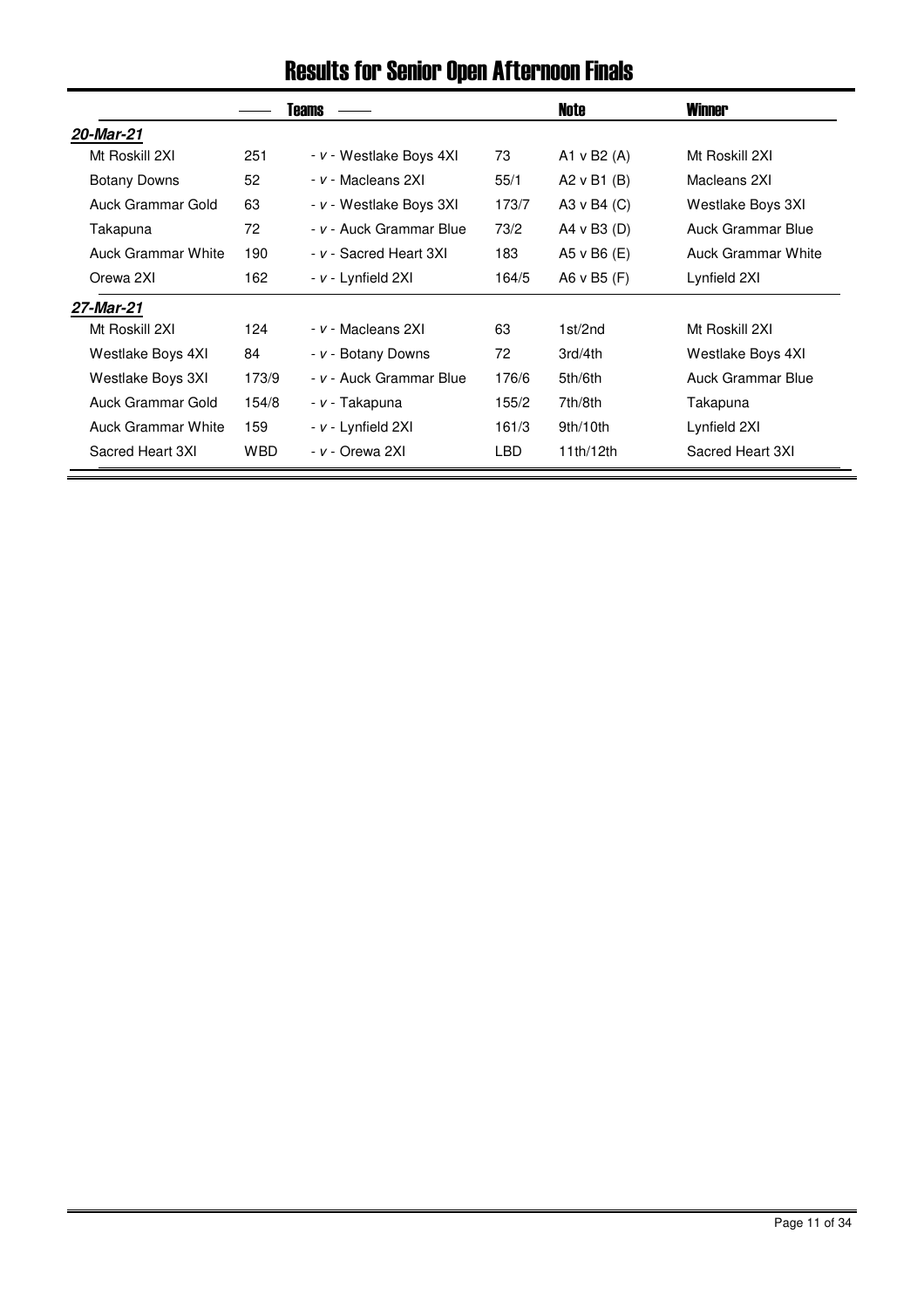# Results for Senior Open Afternoon Finals

| Teams | | | | Note | Winner |
|---|---|---|---|---|---|
| ***20-Mar-21*** | | | | | |
| Mt Roskill 2XI | 251 | - v - Westlake Boys 4XI | 73 | A1 v B2 (A) | Mt Roskill 2XI |
| Botany Downs | 52 | - v - Macleans 2XI | 55/1 | A2 v B1 (B) | Macleans 2XI |
| Auck Grammar Gold | 63 | - v - Westlake Boys 3XI | 173/7 | A3 v B4 (C) | Westlake Boys 3XI |
| Takapuna | 72 | - v - Auck Grammar Blue | 73/2 | A4 v B3 (D) | Auck Grammar Blue |
| Auck Grammar White | 190 | - v - Sacred Heart 3XI | 183 | A5 v B6 (E) | Auck Grammar White |
| Orewa 2XI | 162 | - v - Lynfield 2XI | 164/5 | A6 v B5 (F) | Lynfield 2XI |
| ***27-Mar-21*** | | | | | |
| Mt Roskill 2XI | 124 | - v - Macleans 2XI | 63 | 1st/2nd | Mt Roskill 2XI |
| Westlake Boys 4XI | 84 | - v - Botany Downs | 72 | 3rd/4th | Westlake Boys 4XI |
| Westlake Boys 3XI | 173/9 | - v - Auck Grammar Blue | 176/6 | 5th/6th | Auck Grammar Blue |
| Auck Grammar Gold | 154/8 | - v - Takapuna | 155/2 | 7th/8th | Takapuna |
| Auck Grammar White | 159 | - v - Lynfield 2XI | 161/3 | 9th/10th | Lynfield 2XI |
| Sacred Heart 3XI | WBD | - v - Orewa 2XI | LBD | 11th/12th | Sacred Heart 3XI |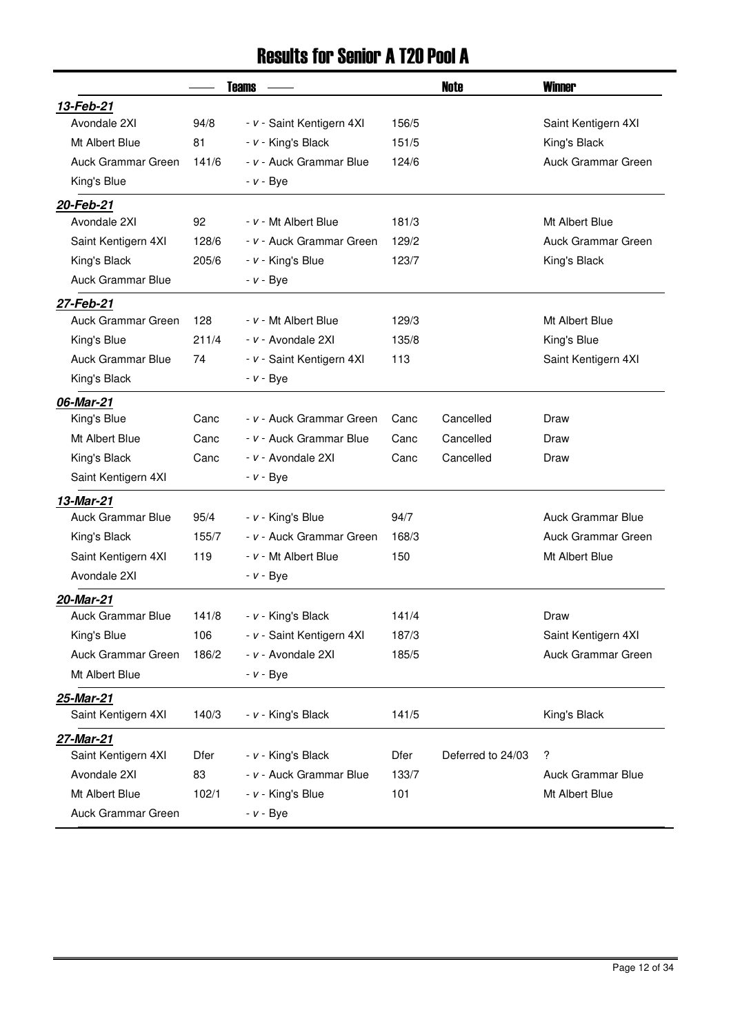# Results for Senior A T20 Pool A

| | Teams | | | | Note | Winner |
|---|---|---|---|---|---|---|
| ***13-Feb-21*** | | | | | | |
| Avondale 2XI | 94/8 | - *v* - Saint Kentigern 4XI | 156/5 | | | Saint Kentigern 4XI |
| Mt Albert Blue | 81 | - *v* - King's Black | 151/5 | | | King's Black |
| Auck Grammar Green | 141/6 | - *v* - Auck Grammar Blue | 124/6 | | | Auck Grammar Green |
| King's Blue | | - *v* - Bye | | | | |
| ***20-Feb-21*** | | | | | | |
| Avondale 2XI | 92 | - *v* - Mt Albert Blue | 181/3 | | | Mt Albert Blue |
| Saint Kentigern 4XI | 128/6 | - *v* - Auck Grammar Green | 129/2 | | | Auck Grammar Green |
| King's Black | 205/6 | - *v* - King's Blue | 123/7 | | | King's Black |
| Auck Grammar Blue | | - *v* - Bye | | | | |
| ***27-Feb-21*** | | | | | | |
| Auck Grammar Green | 128 | - *v* - Mt Albert Blue | 129/3 | | | Mt Albert Blue |
| King's Blue | 211/4 | - *v* - Avondale 2XI | 135/8 | | | King's Blue |
| Auck Grammar Blue | 74 | - *v* - Saint Kentigern 4XI | 113 | | | Saint Kentigern 4XI |
| King's Black | | - *v* - Bye | | | | |
| ***06-Mar-21*** | | | | | | |
| King's Blue | Canc | - *v* - Auck Grammar Green | Canc | | Cancelled | Draw |
| Mt Albert Blue | Canc | - *v* - Auck Grammar Blue | Canc | | Cancelled | Draw |
| King's Black | Canc | - *v* - Avondale 2XI | Canc | | Cancelled | Draw |
| Saint Kentigern 4XI | | - *v* - Bye | | | | |
| ***13-Mar-21*** | | | | | | |
| Auck Grammar Blue | 95/4 | - *v* - King's Blue | 94/7 | | | Auck Grammar Blue |
| King's Black | 155/7 | - *v* - Auck Grammar Green | 168/3 | | | Auck Grammar Green |
| Saint Kentigern 4XI | 119 | - *v* - Mt Albert Blue | 150 | | | Mt Albert Blue |
| Avondale 2XI | | - *v* - Bye | | | | |
| ***20-Mar-21*** | | | | | | |
| Auck Grammar Blue | 141/8 | - *v* - King's Black | 141/4 | | | Draw |
| King's Blue | 106 | - *v* - Saint Kentigern 4XI | 187/3 | | | Saint Kentigern 4XI |
| Auck Grammar Green | 186/2 | - *v* - Avondale 2XI | 185/5 | | | Auck Grammar Green |
| Mt Albert Blue | | - *v* - Bye | | | | |
| ***25-Mar-21*** | | | | | | |
| Saint Kentigern 4XI | 140/3 | - *v* - King's Black | 141/5 | | | King's Black |
| ***27-Mar-21*** | | | | | | |
| Saint Kentigern 4XI | Dfer | - *v* - King's Black | Dfer | | Deferred to 24/03 | ? |
| Avondale 2XI | 83 | - *v* - Auck Grammar Blue | 133/7 | | | Auck Grammar Blue |
| Mt Albert Blue | 102/1 | - *v* - King's Blue | 101 | | | Mt Albert Blue |
| Auck Grammar Green | | - *v* - Bye | | | | |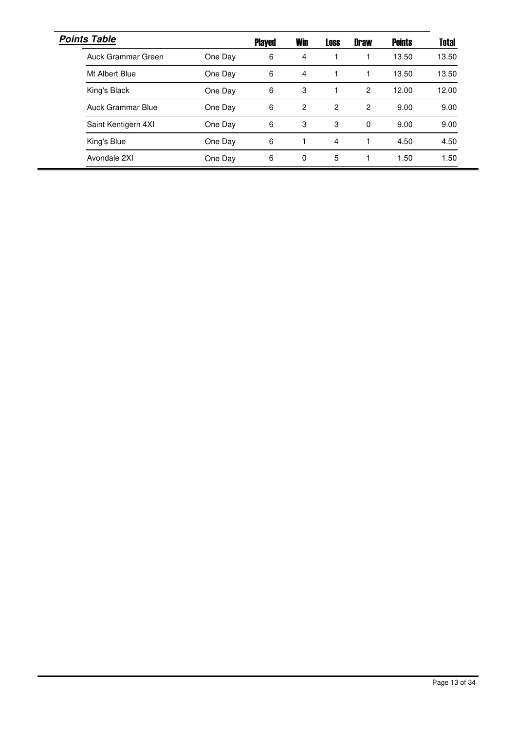## ***Points Table***

| | | Played | Win | Loss | Draw | Points | Total |
|---|---|---|---|---|---|---|---|
| Auck Grammar Green | One Day | 6 | 4 | 1 | 1 | 13.50 | 13.50 |
| Mt Albert Blue | One Day | 6 | 4 | 1 | 1 | 13.50 | 13.50 |
| King's Black | One Day | 6 | 3 | 1 | 2 | 12.00 | 12.00 |
| Auck Grammar Blue | One Day | 6 | 2 | 2 | 2 | 9.00 | 9.00 |
| Saint Kentigern 4XI | One Day | 6 | 3 | 3 | 0 | 9.00 | 9.00 |
| King's Blue | One Day | 6 | 1 | 4 | 1 | 4.50 | 4.50 |
| Avondale 2XI | One Day | 6 | 0 | 5 | 1 | 1.50 | 1.50 |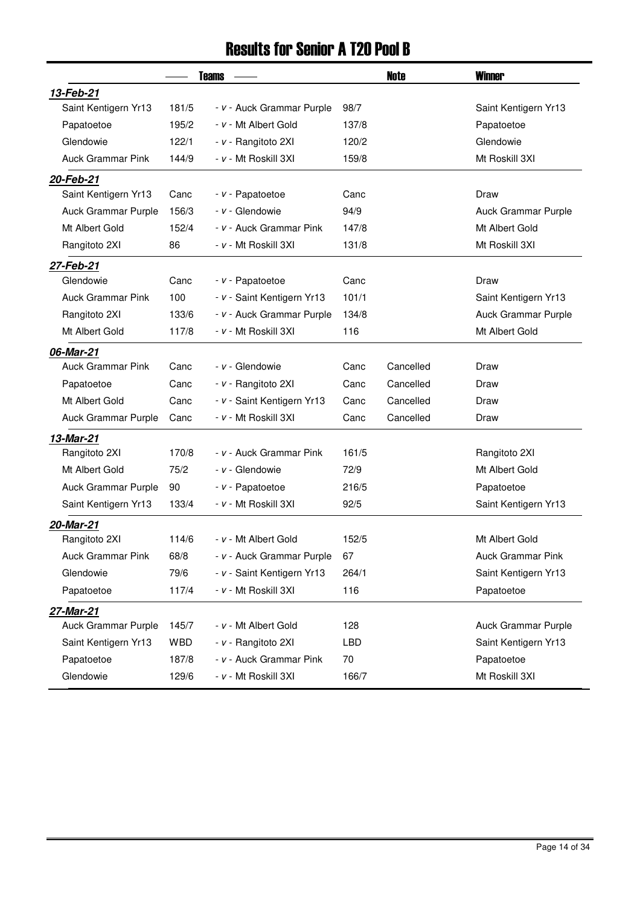# Results for Senior A T20 Pool B

| | Teams | | | | Note | Winner |
|---|---|---|---|---|---|---|
| ***13-Feb-21*** | | | | | | |
| Saint Kentigern Yr13 | 181/5 | - *v* - | Auck Grammar Purple | 98/7 | | Saint Kentigern Yr13 |
| Papatoetoe | 195/2 | - *v* - | Mt Albert Gold | 137/8 | | Papatoetoe |
| Glendowie | 122/1 | - *v* - | Rangitoto 2XI | 120/2 | | Glendowie |
| Auck Grammar Pink | 144/9 | - *v* - | Mt Roskill 3XI | 159/8 | | Mt Roskill 3XI |
| ***20-Feb-21*** | | | | | | |
| Saint Kentigern Yr13 | Canc | - *v* - | Papatoetoe | Canc | | Draw |
| Auck Grammar Purple | 156/3 | - *v* - | Glendowie | 94/9 | | Auck Grammar Purple |
| Mt Albert Gold | 152/4 | - *v* - | Auck Grammar Pink | 147/8 | | Mt Albert Gold |
| Rangitoto 2XI | 86 | - *v* - | Mt Roskill 3XI | 131/8 | | Mt Roskill 3XI |
| ***27-Feb-21*** | | | | | | |
| Glendowie | Canc | - *v* - | Papatoetoe | Canc | | Draw |
| Auck Grammar Pink | 100 | - *v* - | Saint Kentigern Yr13 | 101/1 | | Saint Kentigern Yr13 |
| Rangitoto 2XI | 133/6 | - *v* - | Auck Grammar Purple | 134/8 | | Auck Grammar Purple |
| Mt Albert Gold | 117/8 | - *v* - | Mt Roskill 3XI | 116 | | Mt Albert Gold |
| ***06-Mar-21*** | | | | | | |
| Auck Grammar Pink | Canc | - *v* - | Glendowie | Canc | Cancelled | Draw |
| Papatoetoe | Canc | - *v* - | Rangitoto 2XI | Canc | Cancelled | Draw |
| Mt Albert Gold | Canc | - *v* - | Saint Kentigern Yr13 | Canc | Cancelled | Draw |
| Auck Grammar Purple | Canc | - *v* - | Mt Roskill 3XI | Canc | Cancelled | Draw |
| ***13-Mar-21*** | | | | | | |
| Rangitoto 2XI | 170/8 | - *v* - | Auck Grammar Pink | 161/5 | | Rangitoto 2XI |
| Mt Albert Gold | 75/2 | - *v* - | Glendowie | 72/9 | | Mt Albert Gold |
| Auck Grammar Purple | 90 | - *v* - | Papatoetoe | 216/5 | | Papatoetoe |
| Saint Kentigern Yr13 | 133/4 | - *v* - | Mt Roskill 3XI | 92/5 | | Saint Kentigern Yr13 |
| ***20-Mar-21*** | | | | | | |
| Rangitoto 2XI | 114/6 | - *v* - | Mt Albert Gold | 152/5 | | Mt Albert Gold |
| Auck Grammar Pink | 68/8 | - *v* - | Auck Grammar Purple | 67 | | Auck Grammar Pink |
| Glendowie | 79/6 | - *v* - | Saint Kentigern Yr13 | 264/1 | | Saint Kentigern Yr13 |
| Papatoetoe | 117/4 | - *v* - | Mt Roskill 3XI | 116 | | Papatoetoe |
| ***27-Mar-21*** | | | | | | |
| Auck Grammar Purple | 145/7 | - *v* - | Mt Albert Gold | 128 | | Auck Grammar Purple |
| Saint Kentigern Yr13 | WBD | - *v* - | Rangitoto 2XI | LBD | | Saint Kentigern Yr13 |
| Papatoetoe | 187/8 | - *v* - | Auck Grammar Pink | 70 | | Papatoetoe |
| Glendowie | 129/6 | - *v* - | Mt Roskill 3XI | 166/7 | | Mt Roskill 3XI |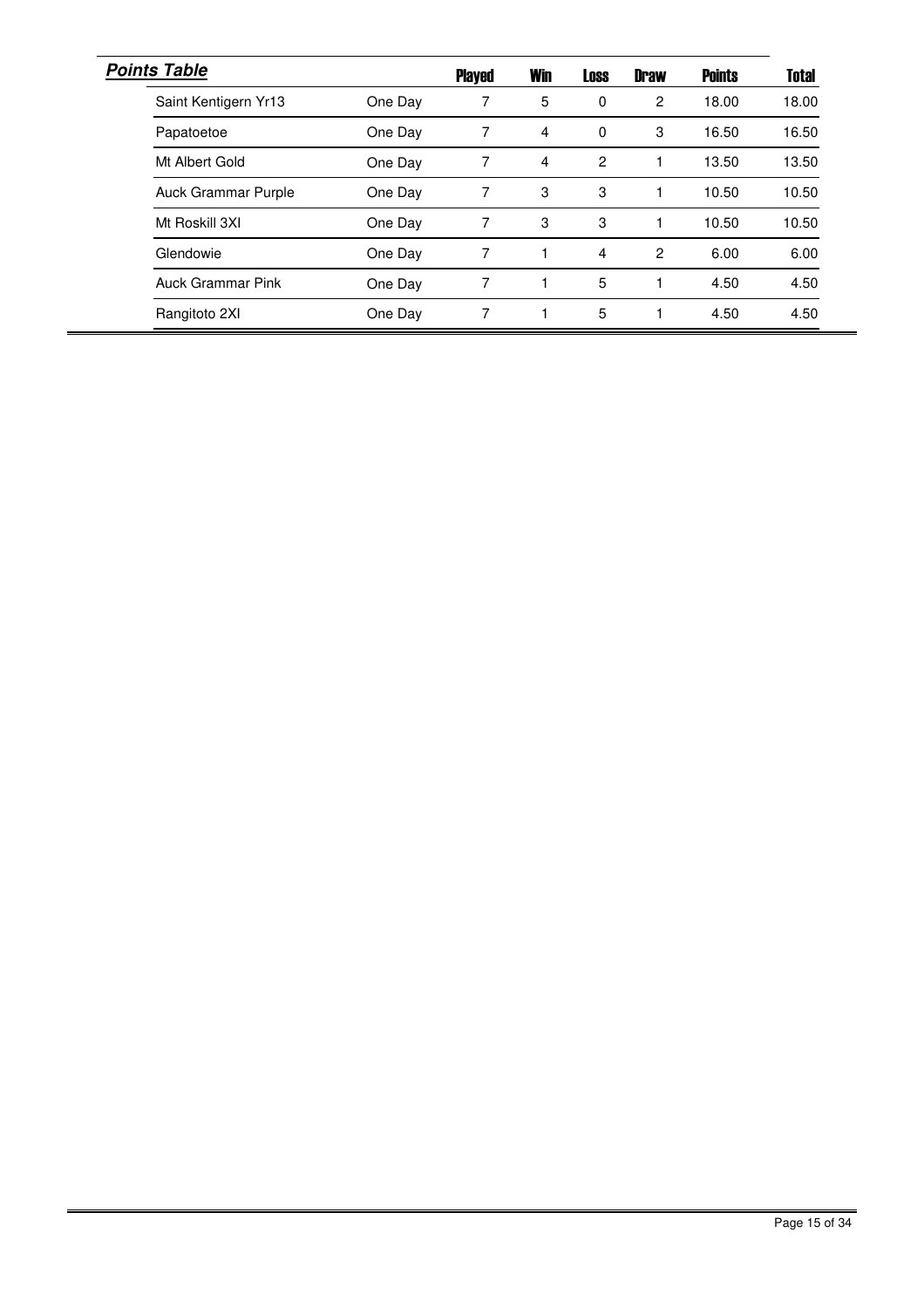***Points Table***

| | | Played | Win | Loss | Draw | Points | Total |
|---|---|---|---|---|---|---|---|
| Saint Kentigern Yr13 | One Day | 7 | 5 | 0 | 2 | 18.00 | 18.00 |
| Papatoetoe | One Day | 7 | 4 | 0 | 3 | 16.50 | 16.50 |
| Mt Albert Gold | One Day | 7 | 4 | 2 | 1 | 13.50 | 13.50 |
| Auck Grammar Purple | One Day | 7 | 3 | 3 | 1 | 10.50 | 10.50 |
| Mt Roskill 3XI | One Day | 7 | 3 | 3 | 1 | 10.50 | 10.50 |
| Glendowie | One Day | 7 | 1 | 4 | 2 | 6.00 | 6.00 |
| Auck Grammar Pink | One Day | 7 | 1 | 5 | 1 | 4.50 | 4.50 |
| Rangitoto 2XI | One Day | 7 | 1 | 5 | 1 | 4.50 | 4.50 |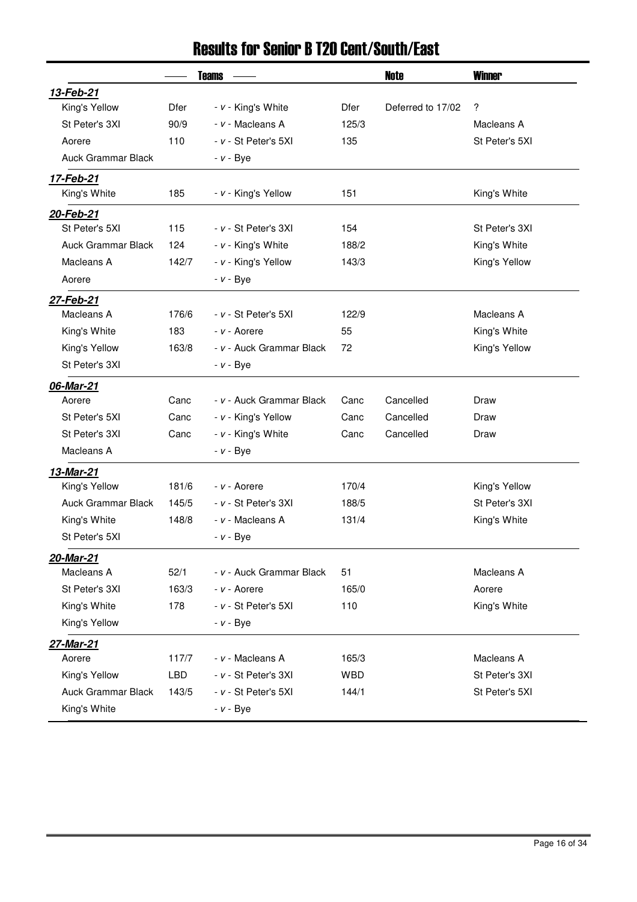# Results for Senior B T20 Cent/South/East

| | Teams | | | | Note | Winner |
|---|---|---|---|---|---|---|
| ***13-Feb-21*** | | | | | | |
| King's Yellow | Dfer | - *v* - | King's White | Dfer | Deferred to 17/02 | ? |
| St Peter's 3XI | 90/9 | - *v* - | Macleans A | 125/3 | | Macleans A |
| Aorere | 110 | - *v* - | St Peter's 5XI | 135 | | St Peter's 5XI |
| Auck Grammar Black | | - *v* - | Bye | | | |
| ***17-Feb-21*** | | | | | | |
| King's White | 185 | - *v* - | King's Yellow | 151 | | King's White |
| ***20-Feb-21*** | | | | | | |
| St Peter's 5XI | 115 | - *v* - | St Peter's 3XI | 154 | | St Peter's 3XI |
| Auck Grammar Black | 124 | - *v* - | King's White | 188/2 | | King's White |
| Macleans A | 142/7 | - *v* - | King's Yellow | 143/3 | | King's Yellow |
| Aorere | | - *v* - | Bye | | | |
| ***27-Feb-21*** | | | | | | |
| Macleans A | 176/6 | - *v* - | St Peter's 5XI | 122/9 | | Macleans A |
| King's White | 183 | - *v* - | Aorere | 55 | | King's White |
| King's Yellow | 163/8 | - *v* - | Auck Grammar Black | 72 | | King's Yellow |
| St Peter's 3XI | | - *v* - | Bye | | | |
| ***06-Mar-21*** | | | | | | |
| Aorere | Canc | - *v* - | Auck Grammar Black | Canc | Cancelled | Draw |
| St Peter's 5XI | Canc | - *v* - | King's Yellow | Canc | Cancelled | Draw |
| St Peter's 3XI | Canc | - *v* - | King's White | Canc | Cancelled | Draw |
| Macleans A | | - *v* - | Bye | | | |
| ***13-Mar-21*** | | | | | | |
| King's Yellow | 181/6 | - *v* - | Aorere | 170/4 | | King's Yellow |
| Auck Grammar Black | 145/5 | - *v* - | St Peter's 3XI | 188/5 | | St Peter's 3XI |
| King's White | 148/8 | - *v* - | Macleans A | 131/4 | | King's White |
| St Peter's 5XI | | - *v* - | Bye | | | |
| ***20-Mar-21*** | | | | | | |
| Macleans A | 52/1 | - *v* - | Auck Grammar Black | 51 | | Macleans A |
| St Peter's 3XI | 163/3 | - *v* - | Aorere | 165/0 | | Aorere |
| King's White | 178 | - *v* - | St Peter's 5XI | 110 | | King's White |
| King's Yellow | | - *v* - | Bye | | | |
| ***27-Mar-21*** | | | | | | |
| Aorere | 117/7 | - *v* - | Macleans A | 165/3 | | Macleans A |
| King's Yellow | LBD | - *v* - | St Peter's 3XI | WBD | | St Peter's 3XI |
| Auck Grammar Black | 143/5 | - *v* - | St Peter's 5XI | 144/1 | | St Peter's 5XI |
| King's White | | - *v* - | Bye | | | |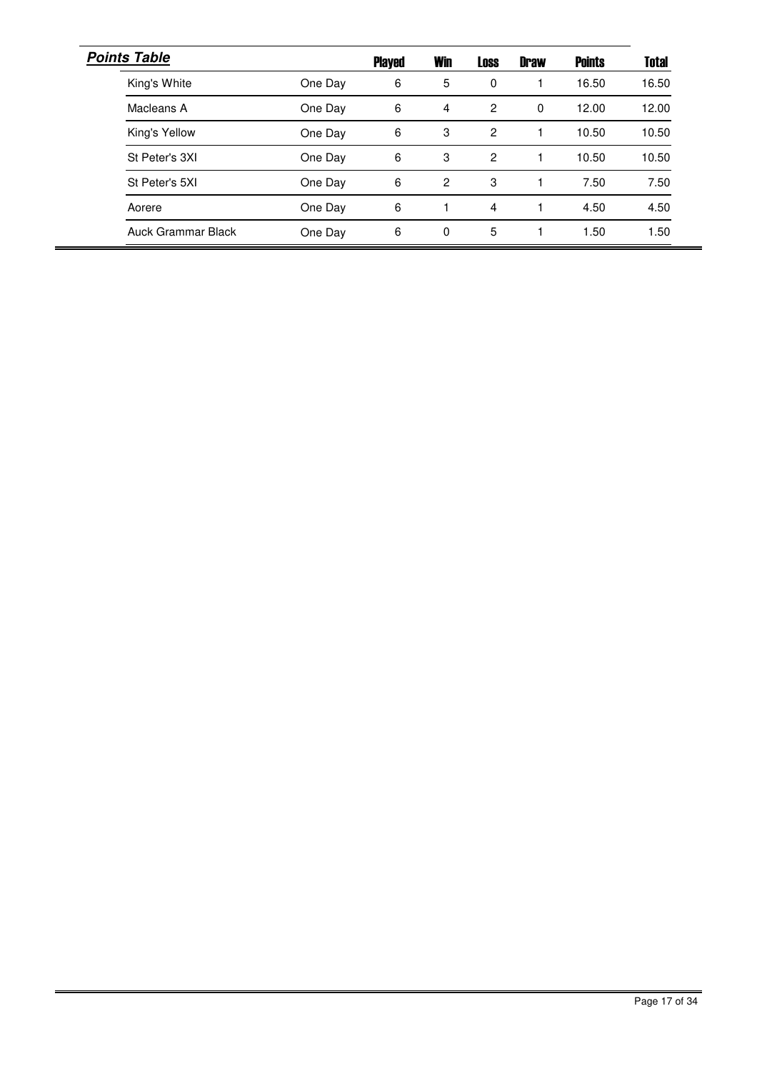## *Points Table*

| | | Played | Win | Loss | Draw | Points | Total |
|---|---|---|---|---|---|---|---|
| King's White | One Day | 6 | 5 | 0 | 1 | 16.50 | 16.50 |
| Macleans A | One Day | 6 | 4 | 2 | 0 | 12.00 | 12.00 |
| King's Yellow | One Day | 6 | 3 | 2 | 1 | 10.50 | 10.50 |
| St Peter's 3XI | One Day | 6 | 3 | 2 | 1 | 10.50 | 10.50 |
| St Peter's 5XI | One Day | 6 | 2 | 3 | 1 | 7.50 | 7.50 |
| Aorere | One Day | 6 | 1 | 4 | 1 | 4.50 | 4.50 |
| Auck Grammar Black | One Day | 6 | 0 | 5 | 1 | 1.50 | 1.50 |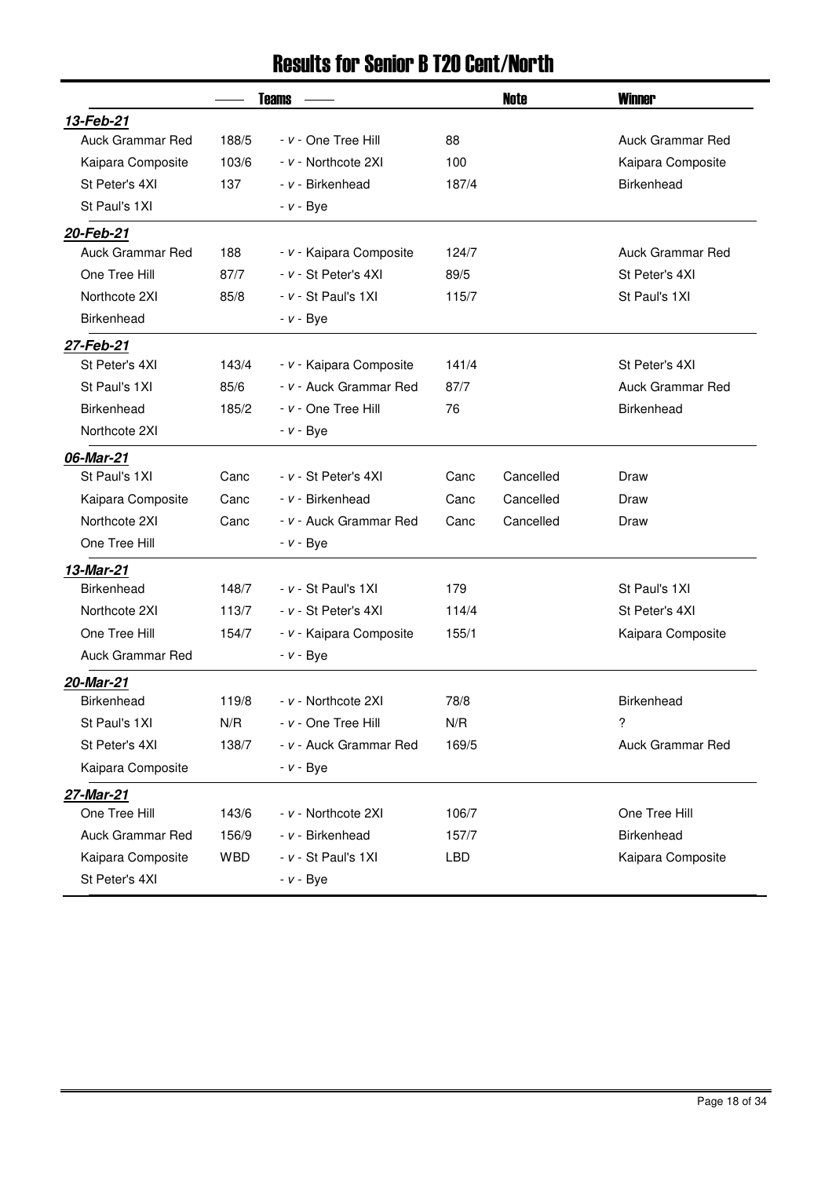# Results for Senior B T20 Cent/North

| | Teams | | | | Note | Winner |
|---|---|---|---|---|---|---|
| ***13-Feb-21*** | | | | | | |
| Auck Grammar Red | 188/5 | - *v* - One Tree Hill | 88 | | | Auck Grammar Red |
| Kaipara Composite | 103/6 | - *v* - Northcote 2XI | 100 | | | Kaipara Composite |
| St Peter's 4XI | 137 | - *v* - Birkenhead | 187/4 | | | Birkenhead |
| St Paul's 1XI | | - *v* - Bye | | | | |
| ***20-Feb-21*** | | | | | | |
| Auck Grammar Red | 188 | - *v* - Kaipara Composite | 124/7 | | | Auck Grammar Red |
| One Tree Hill | 87/7 | - *v* - St Peter's 4XI | 89/5 | | | St Peter's 4XI |
| Northcote 2XI | 85/8 | - *v* - St Paul's 1XI | 115/7 | | | St Paul's 1XI |
| Birkenhead | | - *v* - Bye | | | | |
| ***27-Feb-21*** | | | | | | |
| St Peter's 4XI | 143/4 | - *v* - Kaipara Composite | 141/4 | | | St Peter's 4XI |
| St Paul's 1XI | 85/6 | - *v* - Auck Grammar Red | 87/7 | | | Auck Grammar Red |
| Birkenhead | 185/2 | - *v* - One Tree Hill | 76 | | | Birkenhead |
| Northcote 2XI | | - *v* - Bye | | | | |
| ***06-Mar-21*** | | | | | | |
| St Paul's 1XI | Canc | - *v* - St Peter's 4XI | Canc | | Cancelled | Draw |
| Kaipara Composite | Canc | - *v* - Birkenhead | Canc | | Cancelled | Draw |
| Northcote 2XI | Canc | - *v* - Auck Grammar Red | Canc | | Cancelled | Draw |
| One Tree Hill | | - *v* - Bye | | | | |
| ***13-Mar-21*** | | | | | | |
| Birkenhead | 148/7 | - *v* - St Paul's 1XI | 179 | | | St Paul's 1XI |
| Northcote 2XI | 113/7 | - *v* - St Peter's 4XI | 114/4 | | | St Peter's 4XI |
| One Tree Hill | 154/7 | - *v* - Kaipara Composite | 155/1 | | | Kaipara Composite |
| Auck Grammar Red | | - *v* - Bye | | | | |
| ***20-Mar-21*** | | | | | | |
| Birkenhead | 119/8 | - *v* - Northcote 2XI | 78/8 | | | Birkenhead |
| St Paul's 1XI | N/R | - *v* - One Tree Hill | N/R | | | ? |
| St Peter's 4XI | 138/7 | - *v* - Auck Grammar Red | 169/5 | | | Auck Grammar Red |
| Kaipara Composite | | - *v* - Bye | | | | |
| ***27-Mar-21*** | | | | | | |
| One Tree Hill | 143/6 | - *v* - Northcote 2XI | 106/7 | | | One Tree Hill |
| Auck Grammar Red | 156/9 | - *v* - Birkenhead | 157/7 | | | Birkenhead |
| Kaipara Composite | WBD | - *v* - St Paul's 1XI | LBD | | | Kaipara Composite |
| St Peter's 4XI | | - *v* - Bye | | | | |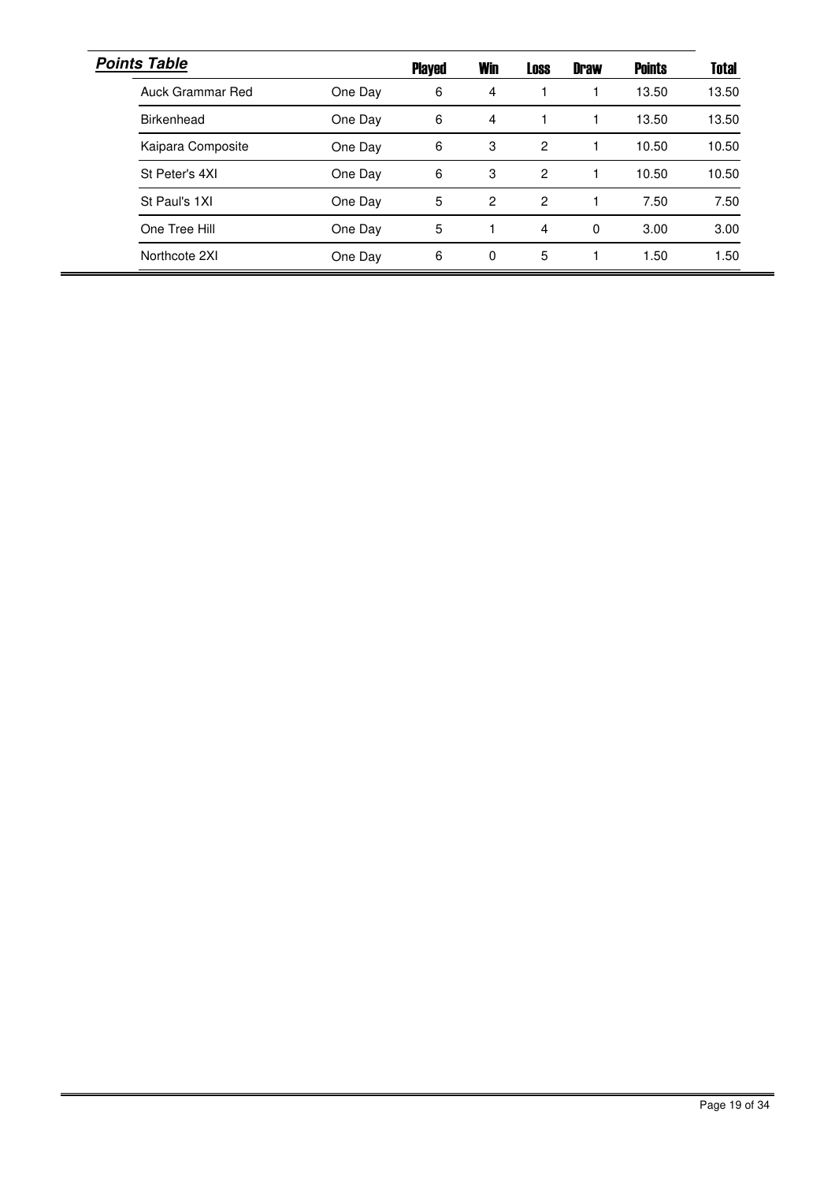## ***Points Table***

| Team | Format | Played | Win | Loss | Draw | Points | Total |
|---|---|---|---|---|---|---|---|
| Auck Grammar Red | One Day | 6 | 4 | 1 | 1 | 13.50 | 13.50 |
| Birkenhead | One Day | 6 | 4 | 1 | 1 | 13.50 | 13.50 |
| Kaipara Composite | One Day | 6 | 3 | 2 | 1 | 10.50 | 10.50 |
| St Peter's 4XI | One Day | 6 | 3 | 2 | 1 | 10.50 | 10.50 |
| St Paul's 1XI | One Day | 5 | 2 | 2 | 1 | 7.50 | 7.50 |
| One Tree Hill | One Day | 5 | 1 | 4 | 0 | 3.00 | 3.00 |
| Northcote 2XI | One Day | 6 | 0 | 5 | 1 | 1.50 | 1.50 |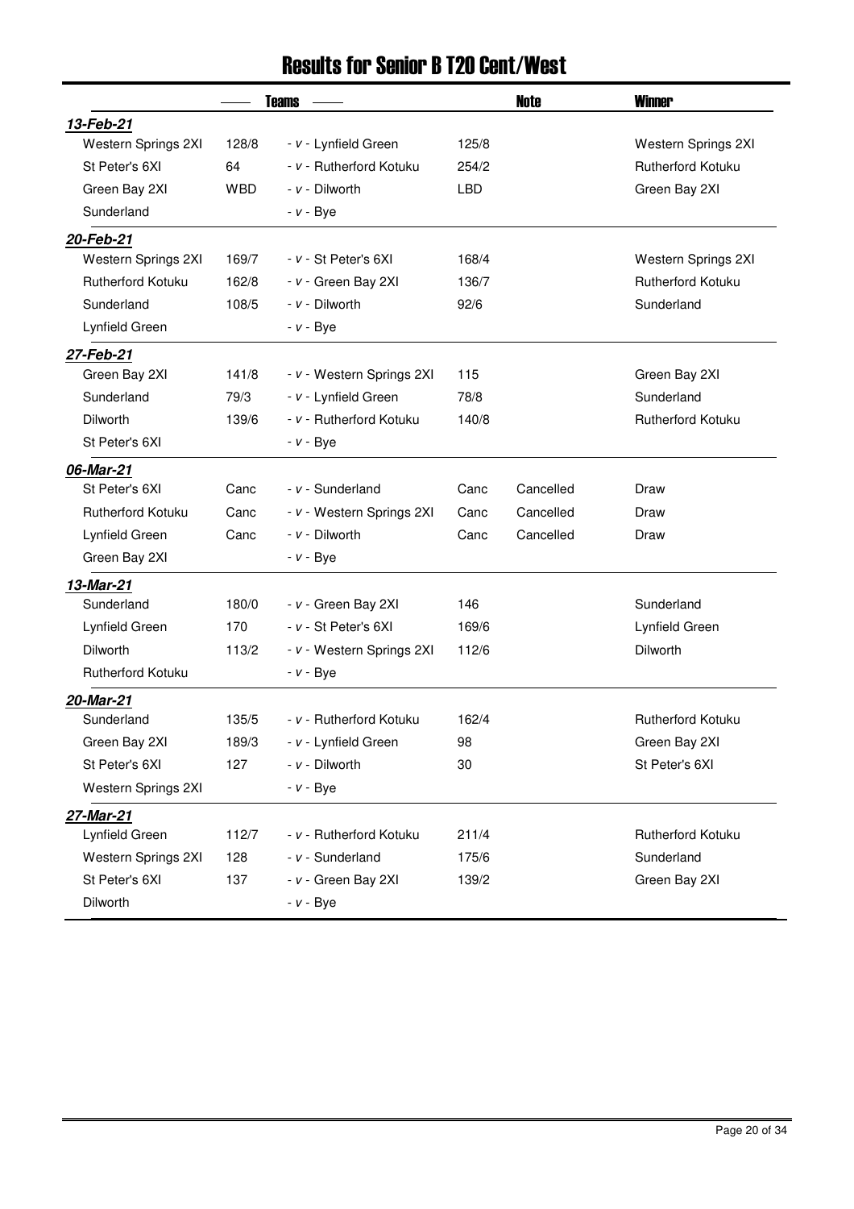# Results for Senior B T20 Cent/West

| Teams | | | | Note | Winner |
|---|---|---|---|---|---|
| ***13-Feb-21*** | | | | | |
| Western Springs 2XI | 128/8 | - v - Lynfield Green | 125/8 | | Western Springs 2XI |
| St Peter's 6XI | 64 | - v - Rutherford Kotuku | 254/2 | | Rutherford Kotuku |
| Green Bay 2XI | WBD | - v - Dilworth | LBD | | Green Bay 2XI |
| Sunderland | | - v - Bye | | | |
| ***20-Feb-21*** | | | | | |
| Western Springs 2XI | 169/7 | - v - St Peter's 6XI | 168/4 | | Western Springs 2XI |
| Rutherford Kotuku | 162/8 | - v - Green Bay 2XI | 136/7 | | Rutherford Kotuku |
| Sunderland | 108/5 | - v - Dilworth | 92/6 | | Sunderland |
| Lynfield Green | | - v - Bye | | | |
| ***27-Feb-21*** | | | | | |
| Green Bay 2XI | 141/8 | - v - Western Springs 2XI | 115 | | Green Bay 2XI |
| Sunderland | 79/3 | - v - Lynfield Green | 78/8 | | Sunderland |
| Dilworth | 139/6 | - v - Rutherford Kotuku | 140/8 | | Rutherford Kotuku |
| St Peter's 6XI | | - v - Bye | | | |
| ***06-Mar-21*** | | | | | |
| St Peter's 6XI | Canc | - v - Sunderland | Canc | Cancelled | Draw |
| Rutherford Kotuku | Canc | - v - Western Springs 2XI | Canc | Cancelled | Draw |
| Lynfield Green | Canc | - v - Dilworth | Canc | Cancelled | Draw |
| Green Bay 2XI | | - v - Bye | | | |
| ***13-Mar-21*** | | | | | |
| Sunderland | 180/0 | - v - Green Bay 2XI | 146 | | Sunderland |
| Lynfield Green | 170 | - v - St Peter's 6XI | 169/6 | | Lynfield Green |
| Dilworth | 113/2 | - v - Western Springs 2XI | 112/6 | | Dilworth |
| Rutherford Kotuku | | - v - Bye | | | |
| ***20-Mar-21*** | | | | | |
| Sunderland | 135/5 | - v - Rutherford Kotuku | 162/4 | | Rutherford Kotuku |
| Green Bay 2XI | 189/3 | - v - Lynfield Green | 98 | | Green Bay 2XI |
| St Peter's 6XI | 127 | - v - Dilworth | 30 | | St Peter's 6XI |
| Western Springs 2XI | | - v - Bye | | | |
| ***27-Mar-21*** | | | | | |
| Lynfield Green | 112/7 | - v - Rutherford Kotuku | 211/4 | | Rutherford Kotuku |
| Western Springs 2XI | 128 | - v - Sunderland | 175/6 | | Sunderland |
| St Peter's 6XI | 137 | - v - Green Bay 2XI | 139/2 | | Green Bay 2XI |
| Dilworth | | - v - Bye | | | |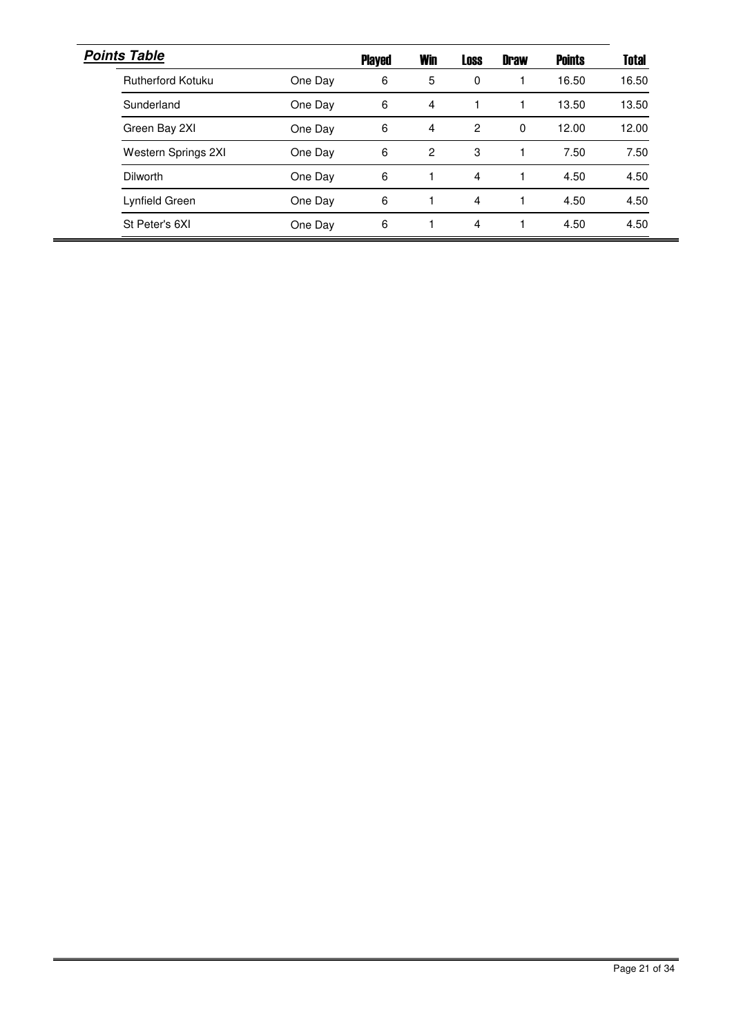***Points Table***

| | | Played | Win | Loss | Draw | Points | Total |
|---|---|---|---|---|---|---|---|
| Rutherford Kotuku | One Day | 6 | 5 | 0 | 1 | 16.50 | 16.50 |
| Sunderland | One Day | 6 | 4 | 1 | 1 | 13.50 | 13.50 |
| Green Bay 2XI | One Day | 6 | 4 | 2 | 0 | 12.00 | 12.00 |
| Western Springs 2XI | One Day | 6 | 2 | 3 | 1 | 7.50 | 7.50 |
| Dilworth | One Day | 6 | 1 | 4 | 1 | 4.50 | 4.50 |
| Lynfield Green | One Day | 6 | 1 | 4 | 1 | 4.50 | 4.50 |
| St Peter's 6XI | One Day | 6 | 1 | 4 | 1 | 4.50 | 4.50 |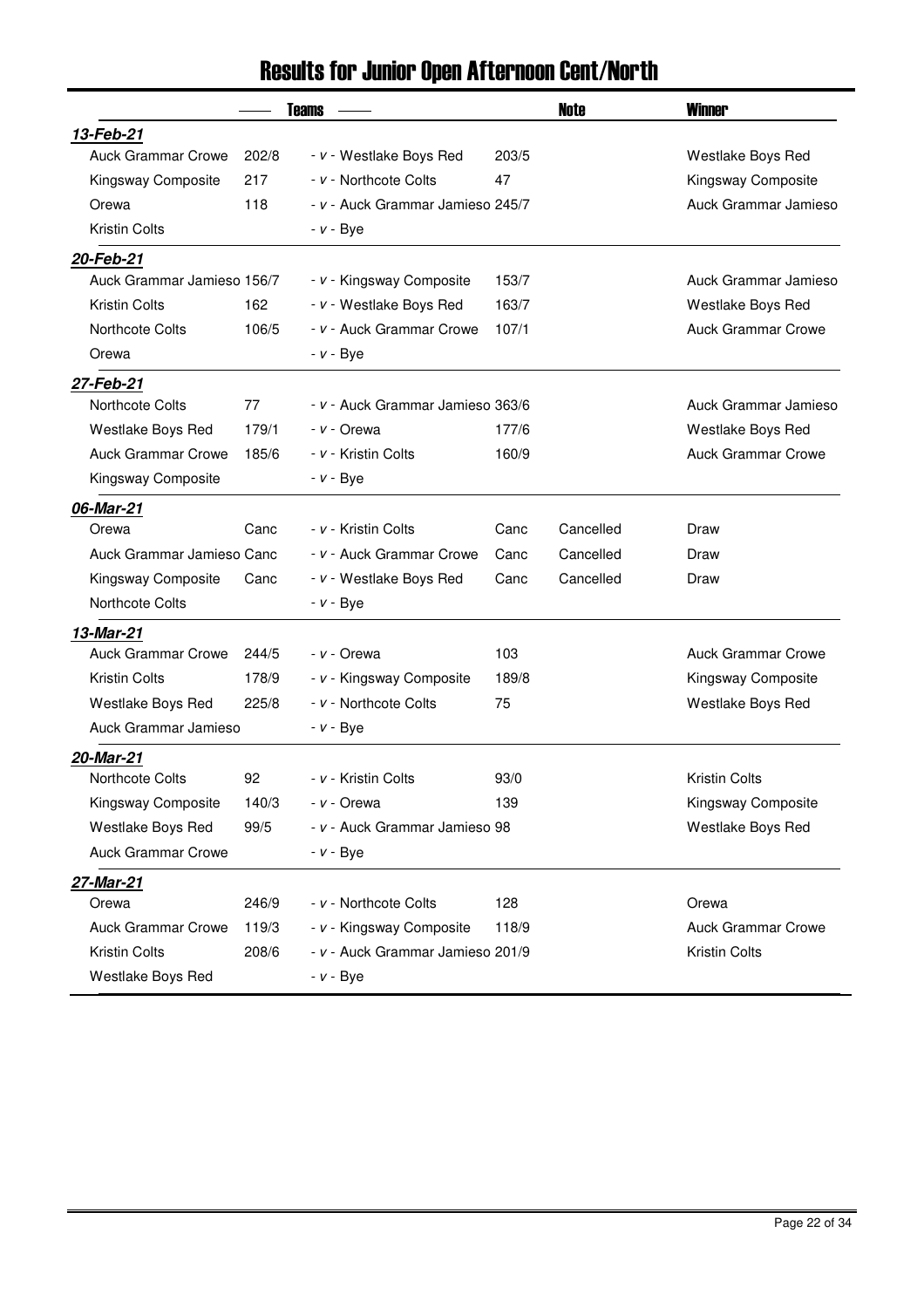# Results for Junior Open Afternoon Cent/North

| Teams | | | | Note | Winner |
|---|---|---|---|---|---|
| ***13-Feb-21*** | | | | | |
| Auck Grammar Crowe | 202/8 | - *v* - Westlake Boys Red | 203/5 | | Westlake Boys Red |
| Kingsway Composite | 217 | - *v* - Northcote Colts | 47 | | Kingsway Composite |
| Orewa | 118 | - *v* - Auck Grammar Jamieso | 245/7 | | Auck Grammar Jamieso |
| Kristin Colts | | - *v* - Bye | | | |
| ***20-Feb-21*** | | | | | |
| Auck Grammar Jamieso | 156/7 | - *v* - Kingsway Composite | 153/7 | | Auck Grammar Jamieso |
| Kristin Colts | 162 | - *v* - Westlake Boys Red | 163/7 | | Westlake Boys Red |
| Northcote Colts | 106/5 | - *v* - Auck Grammar Crowe | 107/1 | | Auck Grammar Crowe |
| Orewa | | - *v* - Bye | | | |
| ***27-Feb-21*** | | | | | |
| Northcote Colts | 77 | - *v* - Auck Grammar Jamieso | 363/6 | | Auck Grammar Jamieso |
| Westlake Boys Red | 179/1 | - *v* - Orewa | 177/6 | | Westlake Boys Red |
| Auck Grammar Crowe | 185/6 | - *v* - Kristin Colts | 160/9 | | Auck Grammar Crowe |
| Kingsway Composite | | - *v* - Bye | | | |
| ***06-Mar-21*** | | | | | |
| Orewa | Canc | - *v* - Kristin Colts | Canc | Cancelled | Draw |
| Auck Grammar Jamieso | Canc | - *v* - Auck Grammar Crowe | Canc | Cancelled | Draw |
| Kingsway Composite | Canc | - *v* - Westlake Boys Red | Canc | Cancelled | Draw |
| Northcote Colts | | - *v* - Bye | | | |
| ***13-Mar-21*** | | | | | |
| Auck Grammar Crowe | 244/5 | - *v* - Orewa | 103 | | Auck Grammar Crowe |
| Kristin Colts | 178/9 | - *v* - Kingsway Composite | 189/8 | | Kingsway Composite |
| Westlake Boys Red | 225/8 | - *v* - Northcote Colts | 75 | | Westlake Boys Red |
| Auck Grammar Jamieso | | - *v* - Bye | | | |
| ***20-Mar-21*** | | | | | |
| Northcote Colts | 92 | - *v* - Kristin Colts | 93/0 | | Kristin Colts |
| Kingsway Composite | 140/3 | - *v* - Orewa | 139 | | Kingsway Composite |
| Westlake Boys Red | 99/5 | - *v* - Auck Grammar Jamieso | 98 | | Westlake Boys Red |
| Auck Grammar Crowe | | - *v* - Bye | | | |
| ***27-Mar-21*** | | | | | |
| Orewa | 246/9 | - *v* - Northcote Colts | 128 | | Orewa |
| Auck Grammar Crowe | 119/3 | - *v* - Kingsway Composite | 118/9 | | Auck Grammar Crowe |
| Kristin Colts | 208/6 | - *v* - Auck Grammar Jamieso | 201/9 | | Kristin Colts |
| Westlake Boys Red | | - *v* - Bye | | | |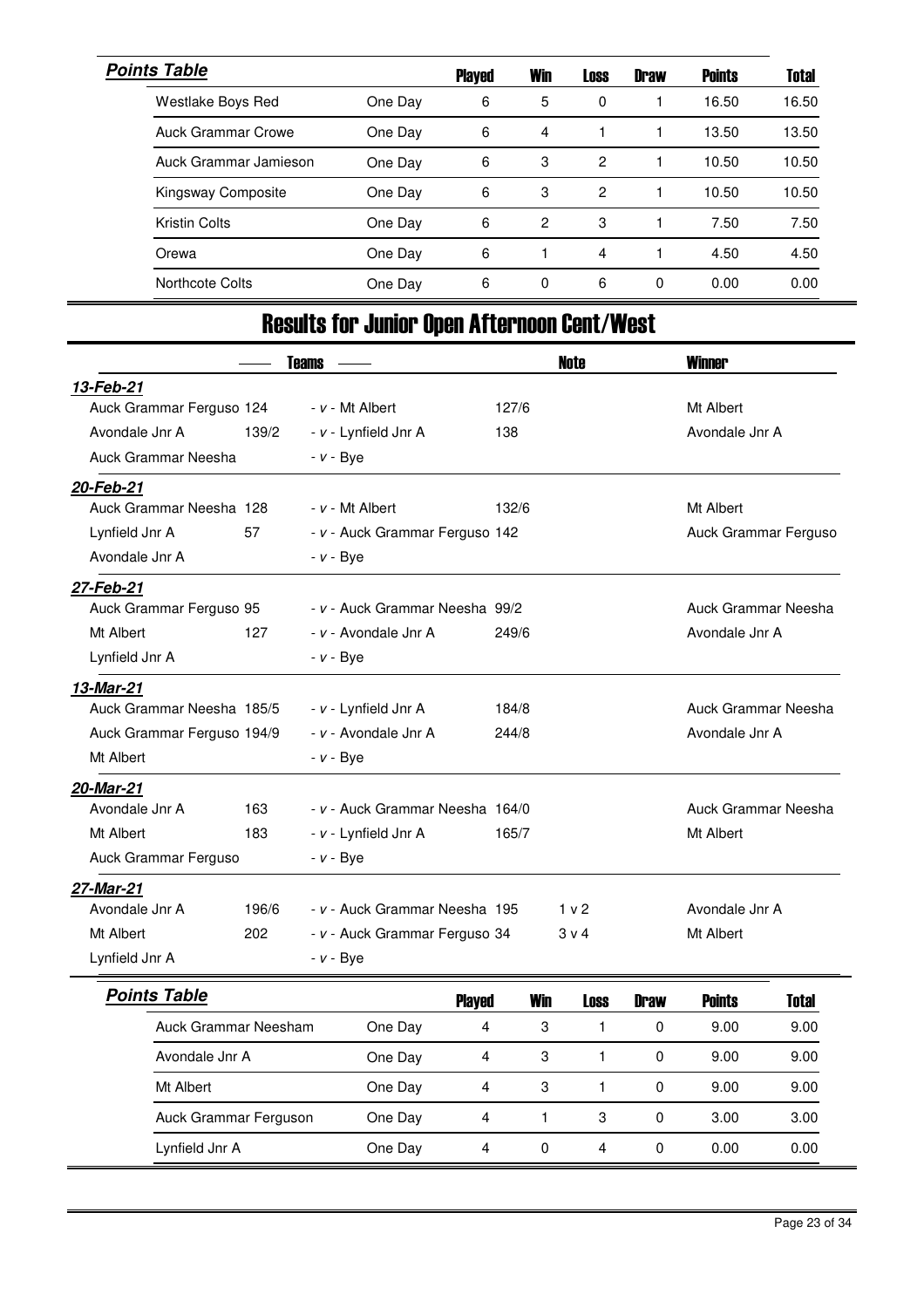**Points Table**

| Team | | Played | Win | Loss | Draw | Points | Total |
|---|---|---|---|---|---|---|---|
| Westlake Boys Red | One Day | 6 | 5 | 0 | 1 | 16.50 | 16.50 |
| Auck Grammar Crowe | One Day | 6 | 4 | 1 | 1 | 13.50 | 13.50 |
| Auck Grammar Jamieson | One Day | 6 | 3 | 2 | 1 | 10.50 | 10.50 |
| Kingsway Composite | One Day | 6 | 3 | 2 | 1 | 10.50 | 10.50 |
| Kristin Colts | One Day | 6 | 2 | 3 | 1 | 7.50 | 7.50 |
| Orewa | One Day | 6 | 1 | 4 | 1 | 4.50 | 4.50 |
| Northcote Colts | One Day | 6 | 0 | 6 | 0 | 0.00 | 0.00 |

# Results for Junior Open Afternoon Cent/West

| Teams | | | | Note | Winner |
|---|---|---|---|---|---|
| ***13-Feb-21*** | | | | | |
| Auck Grammar Ferguso | 124 | - v - Mt Albert | 127/6 | | Mt Albert |
| Avondale Jnr A | 139/2 | - v - Lynfield Jnr A | 138 | | Avondale Jnr A |
| Auck Grammar Neesha | | - v - Bye | | | |
| ***20-Feb-21*** | | | | | |
| Auck Grammar Neesha | 128 | - v - Mt Albert | 132/6 | | Mt Albert |
| Lynfield Jnr A | 57 | - v - Auck Grammar Ferguso | 142 | | Auck Grammar Ferguso |
| Avondale Jnr A | | - v - Bye | | | |
| ***27-Feb-21*** | | | | | |
| Auck Grammar Ferguso | 95 | - v - Auck Grammar Neesha | 99/2 | | Auck Grammar Neesha |
| Mt Albert | 127 | - v - Avondale Jnr A | 249/6 | | Avondale Jnr A |
| Lynfield Jnr A | | - v - Bye | | | |
| ***13-Mar-21*** | | | | | |
| Auck Grammar Neesha | 185/5 | - v - Lynfield Jnr A | 184/8 | | Auck Grammar Neesha |
| Auck Grammar Ferguso | 194/9 | - v - Avondale Jnr A | 244/8 | | Avondale Jnr A |
| Mt Albert | | - v - Bye | | | |
| ***20-Mar-21*** | | | | | |
| Avondale Jnr A | 163 | - v - Auck Grammar Neesha | 164/0 | | Auck Grammar Neesha |
| Mt Albert | 183 | - v - Lynfield Jnr A | 165/7 | | Mt Albert |
| Auck Grammar Ferguso | | - v - Bye | | | |
| ***27-Mar-21*** | | | | | |
| Avondale Jnr A | 196/6 | - v - Auck Grammar Neesha | 195 | 1 v 2 | Avondale Jnr A |
| Mt Albert | 202 | - v - Auck Grammar Ferguso | 34 | 3 v 4 | Mt Albert |
| Lynfield Jnr A | | - v - Bye | | | |

**Points Table**

| Team | | Played | Win | Loss | Draw | Points | Total |
|---|---|---|---|---|---|---|---|
| Auck Grammar Neesham | One Day | 4 | 3 | 1 | 0 | 9.00 | 9.00 |
| Avondale Jnr A | One Day | 4 | 3 | 1 | 0 | 9.00 | 9.00 |
| Mt Albert | One Day | 4 | 3 | 1 | 0 | 9.00 | 9.00 |
| Auck Grammar Ferguson | One Day | 4 | 1 | 3 | 0 | 3.00 | 3.00 |
| Lynfield Jnr A | One Day | 4 | 0 | 4 | 0 | 0.00 | 0.00 |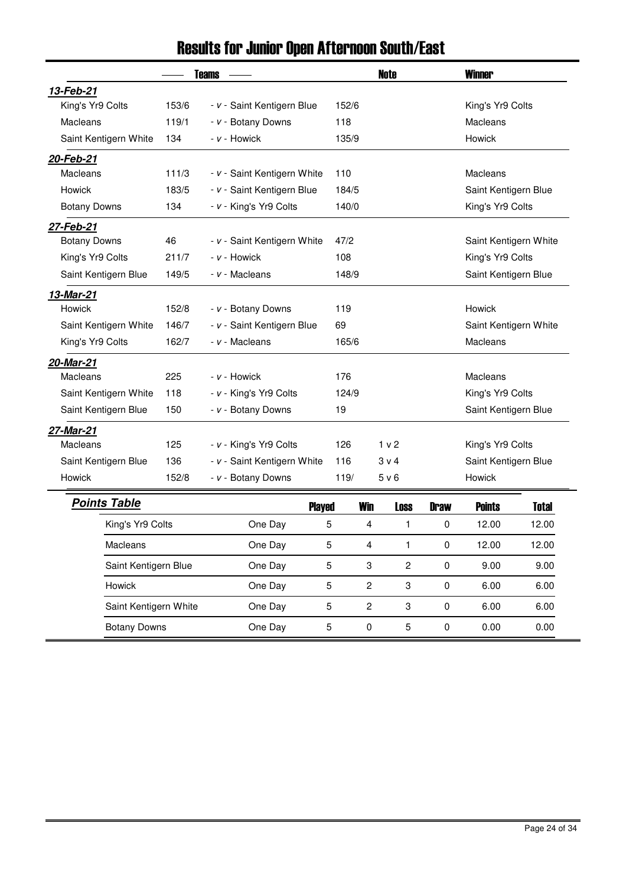# Results for Junior Open Afternoon South/East

| Teams | | | | Note | Winner |
|---|---|---|---|---|---|
| ***13-Feb-21*** | | | | | |
| King's Yr9 Colts | 153/6 | - *v* - Saint Kentigern Blue | 152/6 | | King's Yr9 Colts |
| Macleans | 119/1 | - *v* - Botany Downs | 118 | | Macleans |
| Saint Kentigern White | 134 | - *v* - Howick | 135/9 | | Howick |
| ***20-Feb-21*** | | | | | |
| Macleans | 111/3 | - *v* - Saint Kentigern White | 110 | | Macleans |
| Howick | 183/5 | - *v* - Saint Kentigern Blue | 184/5 | | Saint Kentigern Blue |
| Botany Downs | 134 | - *v* - King's Yr9 Colts | 140/0 | | King's Yr9 Colts |
| ***27-Feb-21*** | | | | | |
| Botany Downs | 46 | - *v* - Saint Kentigern White | 47/2 | | Saint Kentigern White |
| King's Yr9 Colts | 211/7 | - *v* - Howick | 108 | | King's Yr9 Colts |
| Saint Kentigern Blue | 149/5 | - *v* - Macleans | 148/9 | | Saint Kentigern Blue |
| ***13-Mar-21*** | | | | | |
| Howick | 152/8 | - *v* - Botany Downs | 119 | | Howick |
| Saint Kentigern White | 146/7 | - *v* - Saint Kentigern Blue | 69 | | Saint Kentigern White |
| King's Yr9 Colts | 162/7 | - *v* - Macleans | 165/6 | | Macleans |
| ***20-Mar-21*** | | | | | |
| Macleans | 225 | - *v* - Howick | 176 | | Macleans |
| Saint Kentigern White | 118 | - *v* - King's Yr9 Colts | 124/9 | | King's Yr9 Colts |
| Saint Kentigern Blue | 150 | - *v* - Botany Downs | 19 | | Saint Kentigern Blue |
| ***27-Mar-21*** | | | | | |
| Macleans | 125 | - *v* - King's Yr9 Colts | 126 | 1 v 2 | King's Yr9 Colts |
| Saint Kentigern Blue | 136 | - *v* - Saint Kentigern White | 116 | 3 v 4 | Saint Kentigern Blue |
| Howick | 152/8 | - *v* - Botany Downs | 119/ | 5 v 6 | Howick |

## Points Table

| Team | | Played | Win | Loss | Draw | Points | Total |
|---|---|---|---|---|---|---|---|
| King's Yr9 Colts | One Day | 5 | 4 | 1 | 0 | 12.00 | 12.00 |
| Macleans | One Day | 5 | 4 | 1 | 0 | 12.00 | 12.00 |
| Saint Kentigern Blue | One Day | 5 | 3 | 2 | 0 | 9.00 | 9.00 |
| Howick | One Day | 5 | 2 | 3 | 0 | 6.00 | 6.00 |
| Saint Kentigern White | One Day | 5 | 2 | 3 | 0 | 6.00 | 6.00 |
| Botany Downs | One Day | 5 | 0 | 5 | 0 | 0.00 | 0.00 |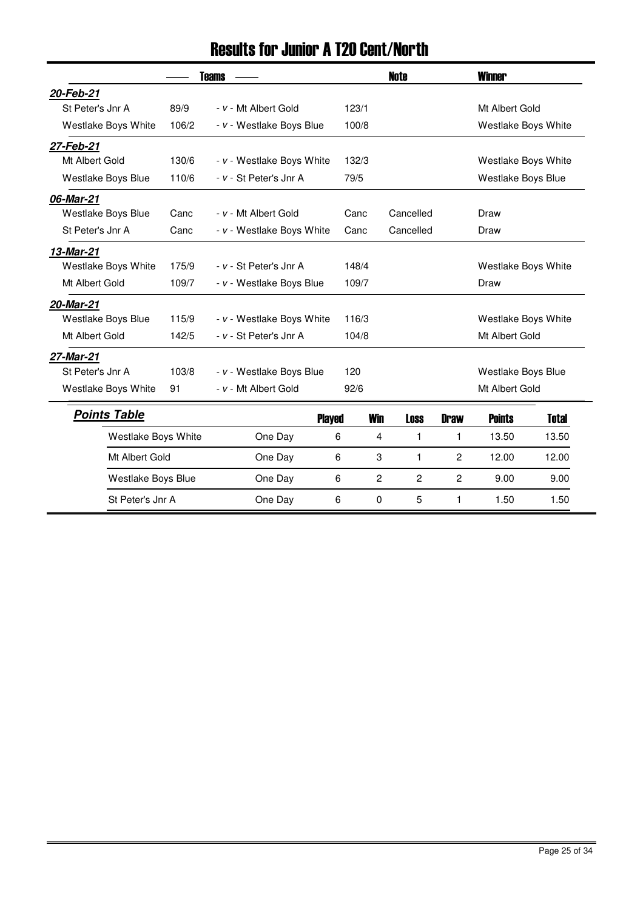# Results for Junior A T20 Cent/North

| Teams | | | | Note | Winner |
|---|---|---|---|---|---|
| ***20-Feb-21*** | | | | | |
| St Peter's Jnr A | 89/9 | - v - Mt Albert Gold | 123/1 | | Mt Albert Gold |
| Westlake Boys White | 106/2 | - v - Westlake Boys Blue | 100/8 | | Westlake Boys White |
| ***27-Feb-21*** | | | | | |
| Mt Albert Gold | 130/6 | - v - Westlake Boys White | 132/3 | | Westlake Boys White |
| Westlake Boys Blue | 110/6 | - v - St Peter's Jnr A | 79/5 | | Westlake Boys Blue |
| ***06-Mar-21*** | | | | | |
| Westlake Boys Blue | Canc | - v - Mt Albert Gold | Canc | Cancelled | Draw |
| St Peter's Jnr A | Canc | - v - Westlake Boys White | Canc | Cancelled | Draw |
| ***13-Mar-21*** | | | | | |
| Westlake Boys White | 175/9 | - v - St Peter's Jnr A | 148/4 | | Westlake Boys White |
| Mt Albert Gold | 109/7 | - v - Westlake Boys Blue | 109/7 | | Draw |
| ***20-Mar-21*** | | | | | |
| Westlake Boys Blue | 115/9 | - v - Westlake Boys White | 116/3 | | Westlake Boys White |
| Mt Albert Gold | 142/5 | - v - St Peter's Jnr A | 104/8 | | Mt Albert Gold |
| ***27-Mar-21*** | | | | | |
| St Peter's Jnr A | 103/8 | - v - Westlake Boys Blue | 120 | | Westlake Boys Blue |
| Westlake Boys White | 91 | - v - Mt Albert Gold | 92/6 | | Mt Albert Gold |

## Points Table

| Team | | Played | Win | Loss | Draw | Points | Total |
|---|---|---|---|---|---|---|---|
| Westlake Boys White | One Day | 6 | 4 | 1 | 1 | 13.50 | 13.50 |
| Mt Albert Gold | One Day | 6 | 3 | 1 | 2 | 12.00 | 12.00 |
| Westlake Boys Blue | One Day | 6 | 2 | 2 | 2 | 9.00 | 9.00 |
| St Peter's Jnr A | One Day | 6 | 0 | 5 | 1 | 1.50 | 1.50 |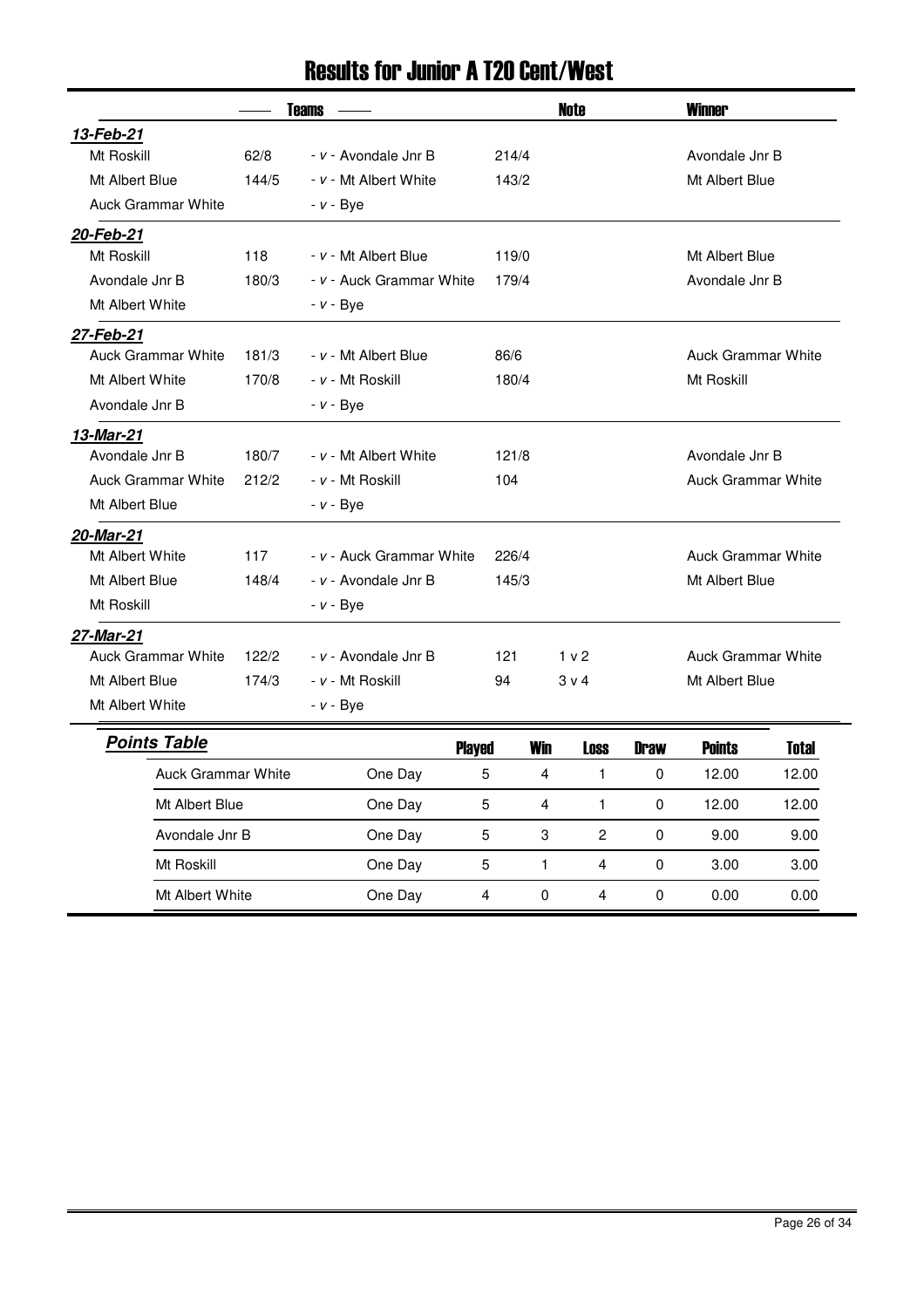# Results for Junior A T20 Cent/West

| Date | Team | Score | | Team | Score | Note | Winner |
|---|---|---|---|---|---|---|---|
| **13-Feb-21** | | | | | | | |
| | Mt Roskill | 62/8 | - v - | Avondale Jnr B | 214/4 | | Avondale Jnr B |
| | Mt Albert Blue | 144/5 | - v - | Mt Albert White | 143/2 | | Mt Albert Blue |
| | Auck Grammar White | | - v - | Bye | | | |
| **20-Feb-21** | | | | | | | |
| | Mt Roskill | 118 | - v - | Mt Albert Blue | 119/0 | | Mt Albert Blue |
| | Avondale Jnr B | 180/3 | - v - | Auck Grammar White | 179/4 | | Avondale Jnr B |
| | Mt Albert White | | - v - | Bye | | | |
| **27-Feb-21** | | | | | | | |
| | Auck Grammar White | 181/3 | - v - | Mt Albert Blue | 86/6 | | Auck Grammar White |
| | Mt Albert White | 170/8 | - v - | Mt Roskill | 180/4 | | Mt Roskill |
| | Avondale Jnr B | | - v - | Bye | | | |
| **13-Mar-21** | | | | | | | |
| | Avondale Jnr B | 180/7 | - v - | Mt Albert White | 121/8 | | Avondale Jnr B |
| | Auck Grammar White | 212/2 | - v - | Mt Roskill | 104 | | Auck Grammar White |
| | Mt Albert Blue | | - v - | Bye | | | |
| **20-Mar-21** | | | | | | | |
| | Mt Albert White | 117 | - v - | Auck Grammar White | 226/4 | | Auck Grammar White |
| | Mt Albert Blue | 148/4 | - v - | Avondale Jnr B | 145/3 | | Mt Albert Blue |
| | Mt Roskill | | - v - | Bye | | | |
| **27-Mar-21** | | | | | | | |
| | Auck Grammar White | 122/2 | - v - | Avondale Jnr B | 121 | 1 v 2 | Auck Grammar White |
| | Mt Albert Blue | 174/3 | - v - | Mt Roskill | 94 | 3 v 4 | Mt Albert Blue |
| | Mt Albert White | | - v - | Bye | | | |

## Points Table

| Team | Type | Played | Win | Loss | Draw | Points | Total |
|---|---|---|---|---|---|---|---|
| Auck Grammar White | One Day | 5 | 4 | 1 | 0 | 12.00 | 12.00 |
| Mt Albert Blue | One Day | 5 | 4 | 1 | 0 | 12.00 | 12.00 |
| Avondale Jnr B | One Day | 5 | 3 | 2 | 0 | 9.00 | 9.00 |
| Mt Roskill | One Day | 5 | 1 | 4 | 0 | 3.00 | 3.00 |
| Mt Albert White | One Day | 4 | 0 | 4 | 0 | 0.00 | 0.00 |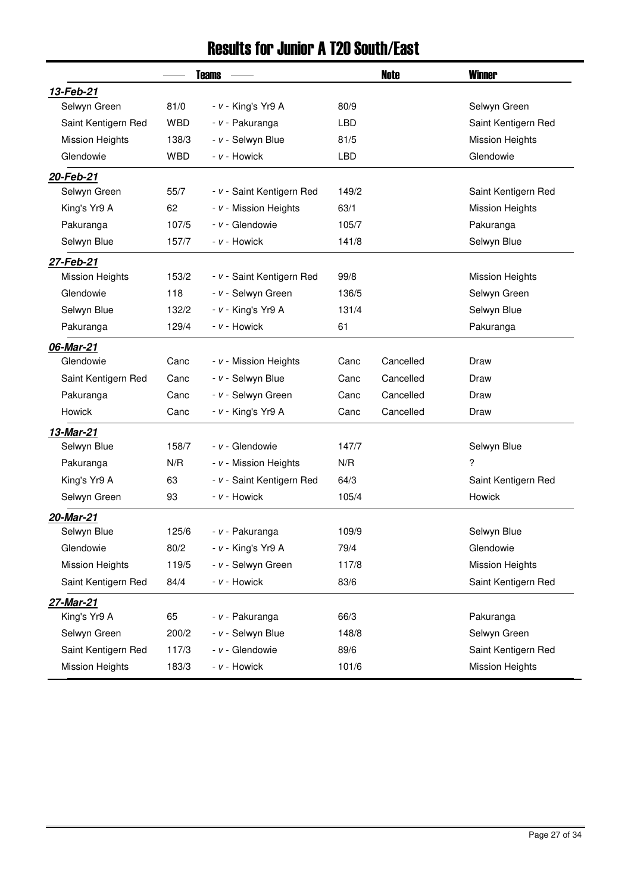# Results for Junior A T20 South/East

| | Teams | | | | Note | Winner |
|---|---|---|---|---|---|---|
| ***13-Feb-21*** | | | | | | |
| Selwyn Green | 81/0 | - *v* - | King's Yr9 A | 80/9 | | Selwyn Green |
| Saint Kentigern Red | WBD | - *v* - | Pakuranga | LBD | | Saint Kentigern Red |
| Mission Heights | 138/3 | - *v* - | Selwyn Blue | 81/5 | | Mission Heights |
| Glendowie | WBD | - *v* - | Howick | LBD | | Glendowie |
| ***20-Feb-21*** | | | | | | |
| Selwyn Green | 55/7 | - *v* - | Saint Kentigern Red | 149/2 | | Saint Kentigern Red |
| King's Yr9 A | 62 | - *v* - | Mission Heights | 63/1 | | Mission Heights |
| Pakuranga | 107/5 | - *v* - | Glendowie | 105/7 | | Pakuranga |
| Selwyn Blue | 157/7 | - *v* - | Howick | 141/8 | | Selwyn Blue |
| ***27-Feb-21*** | | | | | | |
| Mission Heights | 153/2 | - *v* - | Saint Kentigern Red | 99/8 | | Mission Heights |
| Glendowie | 118 | - *v* - | Selwyn Green | 136/5 | | Selwyn Green |
| Selwyn Blue | 132/2 | - *v* - | King's Yr9 A | 131/4 | | Selwyn Blue |
| Pakuranga | 129/4 | - *v* - | Howick | 61 | | Pakuranga |
| ***06-Mar-21*** | | | | | | |
| Glendowie | Canc | - *v* - | Mission Heights | Canc | Cancelled | Draw |
| Saint Kentigern Red | Canc | - *v* - | Selwyn Blue | Canc | Cancelled | Draw |
| Pakuranga | Canc | - *v* - | Selwyn Green | Canc | Cancelled | Draw |
| Howick | Canc | - *v* - | King's Yr9 A | Canc | Cancelled | Draw |
| ***13-Mar-21*** | | | | | | |
| Selwyn Blue | 158/7 | - *v* - | Glendowie | 147/7 | | Selwyn Blue |
| Pakuranga | N/R | - *v* - | Mission Heights | N/R | | ? |
| King's Yr9 A | 63 | - *v* - | Saint Kentigern Red | 64/3 | | Saint Kentigern Red |
| Selwyn Green | 93 | - *v* - | Howick | 105/4 | | Howick |
| ***20-Mar-21*** | | | | | | |
| Selwyn Blue | 125/6 | - *v* - | Pakuranga | 109/9 | | Selwyn Blue |
| Glendowie | 80/2 | - *v* - | King's Yr9 A | 79/4 | | Glendowie |
| Mission Heights | 119/5 | - *v* - | Selwyn Green | 117/8 | | Mission Heights |
| Saint Kentigern Red | 84/4 | - *v* - | Howick | 83/6 | | Saint Kentigern Red |
| ***27-Mar-21*** | | | | | | |
| King's Yr9 A | 65 | - *v* - | Pakuranga | 66/3 | | Pakuranga |
| Selwyn Green | 200/2 | - *v* - | Selwyn Blue | 148/8 | | Selwyn Green |
| Saint Kentigern Red | 117/3 | - *v* - | Glendowie | 89/6 | | Saint Kentigern Red |
| Mission Heights | 183/3 | - *v* - | Howick | 101/6 | | Mission Heights |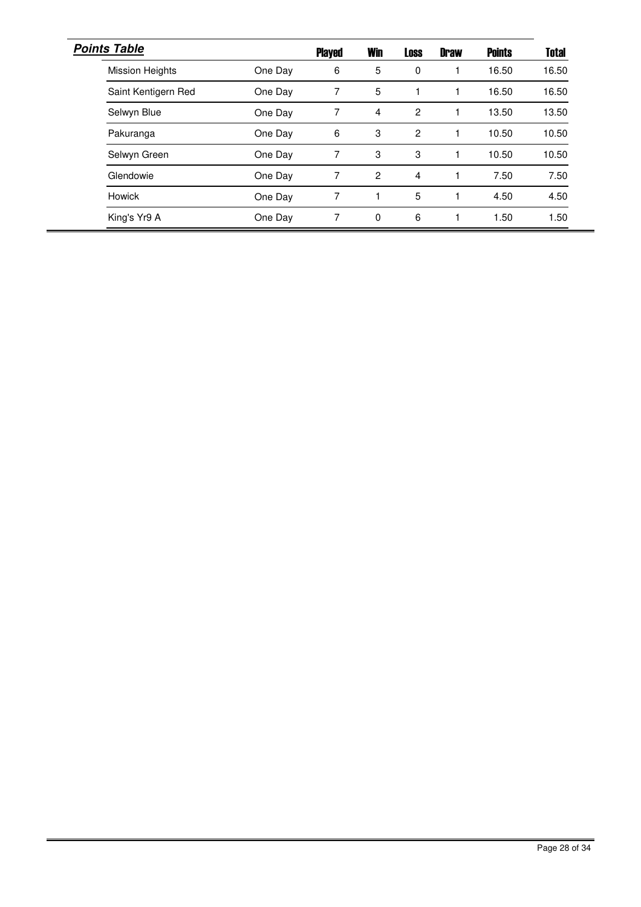## *Points Table*

| | | Played | Win | Loss | Draw | Points | Total |
|---|---|---|---|---|---|---|---|
| Mission Heights | One Day | 6 | 5 | 0 | 1 | 16.50 | 16.50 |
| Saint Kentigern Red | One Day | 7 | 5 | 1 | 1 | 16.50 | 16.50 |
| Selwyn Blue | One Day | 7 | 4 | 2 | 1 | 13.50 | 13.50 |
| Pakuranga | One Day | 6 | 3 | 2 | 1 | 10.50 | 10.50 |
| Selwyn Green | One Day | 7 | 3 | 3 | 1 | 10.50 | 10.50 |
| Glendowie | One Day | 7 | 2 | 4 | 1 | 7.50 | 7.50 |
| Howick | One Day | 7 | 1 | 5 | 1 | 4.50 | 4.50 |
| King's Yr9 A | One Day | 7 | 0 | 6 | 1 | 1.50 | 1.50 |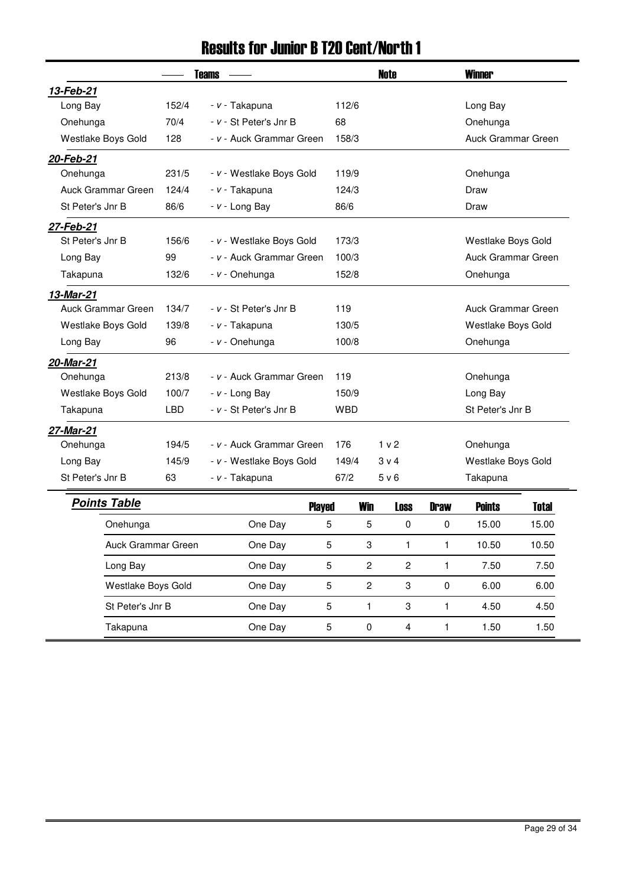# Results for Junior B T20 Cent/North 1

| Teams | | | | Note | Winner |
|---|---|---|---|---|---|
| ***13-Feb-21*** | | | | | |
| Long Bay | 152/4 | - v - Takapuna | 112/6 | | Long Bay |
| Onehunga | 70/4 | - v - St Peter's Jnr B | 68 | | Onehunga |
| Westlake Boys Gold | 128 | - v - Auck Grammar Green | 158/3 | | Auck Grammar Green |
| ***20-Feb-21*** | | | | | |
| Onehunga | 231/5 | - v - Westlake Boys Gold | 119/9 | | Onehunga |
| Auck Grammar Green | 124/4 | - v - Takapuna | 124/3 | | Draw |
| St Peter's Jnr B | 86/6 | - v - Long Bay | 86/6 | | Draw |
| ***27-Feb-21*** | | | | | |
| St Peter's Jnr B | 156/6 | - v - Westlake Boys Gold | 173/3 | | Westlake Boys Gold |
| Long Bay | 99 | - v - Auck Grammar Green | 100/3 | | Auck Grammar Green |
| Takapuna | 132/6 | - v - Onehunga | 152/8 | | Onehunga |
| ***13-Mar-21*** | | | | | |
| Auck Grammar Green | 134/7 | - v - St Peter's Jnr B | 119 | | Auck Grammar Green |
| Westlake Boys Gold | 139/8 | - v - Takapuna | 130/5 | | Westlake Boys Gold |
| Long Bay | 96 | - v - Onehunga | 100/8 | | Onehunga |
| ***20-Mar-21*** | | | | | |
| Onehunga | 213/8 | - v - Auck Grammar Green | 119 | | Onehunga |
| Westlake Boys Gold | 100/7 | - v - Long Bay | 150/9 | | Long Bay |
| Takapuna | LBD | - v - St Peter's Jnr B | WBD | | St Peter's Jnr B |
| ***27-Mar-21*** | | | | | |
| Onehunga | 194/5 | - v - Auck Grammar Green | 176 | 1 v 2 | Onehunga |
| Long Bay | 145/9 | - v - Westlake Boys Gold | 149/4 | 3 v 4 | Westlake Boys Gold |
| St Peter's Jnr B | 63 | - v - Takapuna | 67/2 | 5 v 6 | Takapuna |

## *Points Table*

| Team | | Played | Win | Loss | Draw | Points | Total |
|---|---|---|---|---|---|---|---|
| Onehunga | One Day | 5 | 5 | 0 | 0 | 15.00 | 15.00 |
| Auck Grammar Green | One Day | 5 | 3 | 1 | 1 | 10.50 | 10.50 |
| Long Bay | One Day | 5 | 2 | 2 | 1 | 7.50 | 7.50 |
| Westlake Boys Gold | One Day | 5 | 2 | 3 | 0 | 6.00 | 6.00 |
| St Peter's Jnr B | One Day | 5 | 1 | 3 | 1 | 4.50 | 4.50 |
| Takapuna | One Day | 5 | 0 | 4 | 1 | 1.50 | 1.50 |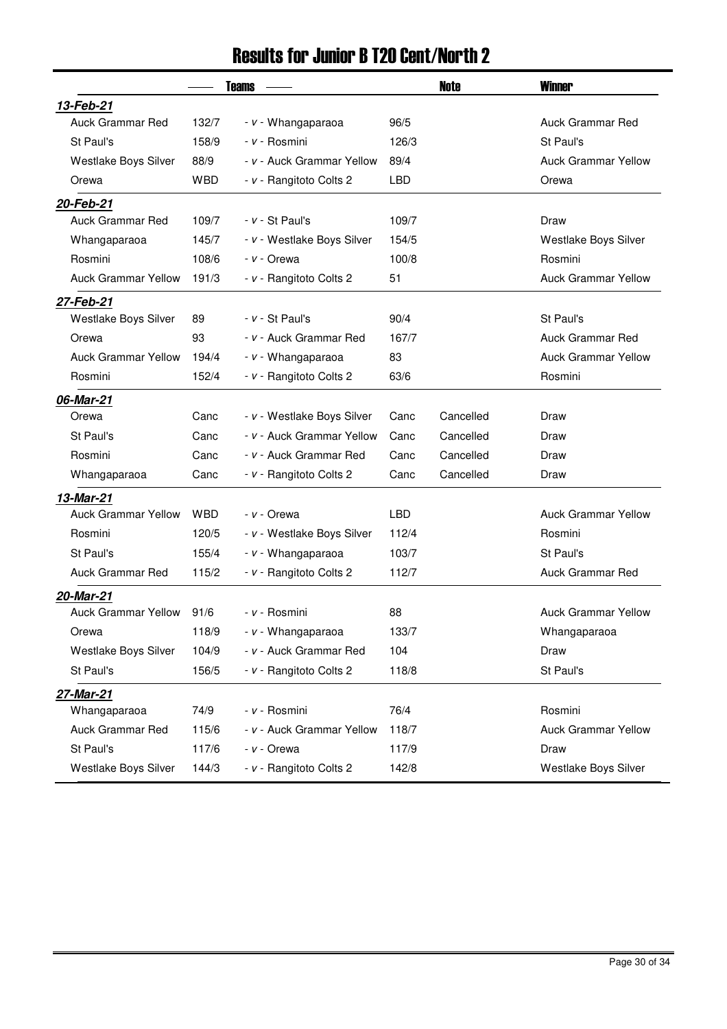# Results for Junior B T20 Cent/North 2

| | Teams | | | Note | Winner |
|---|---|---|---|---|---|
| ***13-Feb-21*** | | | | | |
| Auck Grammar Red | 132/7 | - *v* - Whangaparaoa | 96/5 | | Auck Grammar Red |
| St Paul's | 158/9 | - *v* - Rosmini | 126/3 | | St Paul's |
| Westlake Boys Silver | 88/9 | - *v* - Auck Grammar Yellow | 89/4 | | Auck Grammar Yellow |
| Orewa | WBD | - *v* - Rangitoto Colts 2 | LBD | | Orewa |
| ***20-Feb-21*** | | | | | |
| Auck Grammar Red | 109/7 | - *v* - St Paul's | 109/7 | | Draw |
| Whangaparaoa | 145/7 | - *v* - Westlake Boys Silver | 154/5 | | Westlake Boys Silver |
| Rosmini | 108/6 | - *v* - Orewa | 100/8 | | Rosmini |
| Auck Grammar Yellow | 191/3 | - *v* - Rangitoto Colts 2 | 51 | | Auck Grammar Yellow |
| ***27-Feb-21*** | | | | | |
| Westlake Boys Silver | 89 | - *v* - St Paul's | 90/4 | | St Paul's |
| Orewa | 93 | - *v* - Auck Grammar Red | 167/7 | | Auck Grammar Red |
| Auck Grammar Yellow | 194/4 | - *v* - Whangaparaoa | 83 | | Auck Grammar Yellow |
| Rosmini | 152/4 | - *v* - Rangitoto Colts 2 | 63/6 | | Rosmini |
| ***06-Mar-21*** | | | | | |
| Orewa | Canc | - *v* - Westlake Boys Silver | Canc | Cancelled | Draw |
| St Paul's | Canc | - *v* - Auck Grammar Yellow | Canc | Cancelled | Draw |
| Rosmini | Canc | - *v* - Auck Grammar Red | Canc | Cancelled | Draw |
| Whangaparaoa | Canc | - *v* - Rangitoto Colts 2 | Canc | Cancelled | Draw |
| ***13-Mar-21*** | | | | | |
| Auck Grammar Yellow | WBD | - *v* - Orewa | LBD | | Auck Grammar Yellow |
| Rosmini | 120/5 | - *v* - Westlake Boys Silver | 112/4 | | Rosmini |
| St Paul's | 155/4 | - *v* - Whangaparaoa | 103/7 | | St Paul's |
| Auck Grammar Red | 115/2 | - *v* - Rangitoto Colts 2 | 112/7 | | Auck Grammar Red |
| ***20-Mar-21*** | | | | | |
| Auck Grammar Yellow | 91/6 | - *v* - Rosmini | 88 | | Auck Grammar Yellow |
| Orewa | 118/9 | - *v* - Whangaparaoa | 133/7 | | Whangaparaoa |
| Westlake Boys Silver | 104/9 | - *v* - Auck Grammar Red | 104 | | Draw |
| St Paul's | 156/5 | - *v* - Rangitoto Colts 2 | 118/8 | | St Paul's |
| ***27-Mar-21*** | | | | | |
| Whangaparaoa | 74/9 | - *v* - Rosmini | 76/4 | | Rosmini |
| Auck Grammar Red | 115/6 | - *v* - Auck Grammar Yellow | 118/7 | | Auck Grammar Yellow |
| St Paul's | 117/6 | - *v* - Orewa | 117/9 | | Draw |
| Westlake Boys Silver | 144/3 | - *v* - Rangitoto Colts 2 | 142/8 | | Westlake Boys Silver |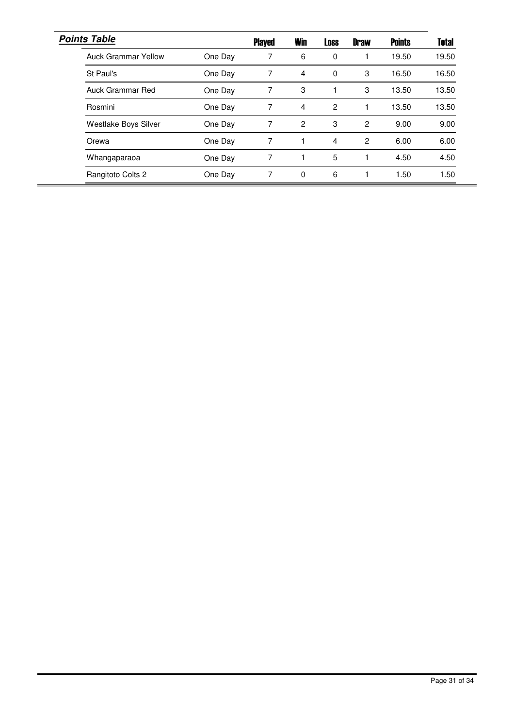## *Points Table*

| | | Played | Win | Loss | Draw | Points | Total |
|---|---|---|---|---|---|---|---|
| Auck Grammar Yellow | One Day | 7 | 6 | 0 | 1 | 19.50 | 19.50 |
| St Paul's | One Day | 7 | 4 | 0 | 3 | 16.50 | 16.50 |
| Auck Grammar Red | One Day | 7 | 3 | 1 | 3 | 13.50 | 13.50 |
| Rosmini | One Day | 7 | 4 | 2 | 1 | 13.50 | 13.50 |
| Westlake Boys Silver | One Day | 7 | 2 | 3 | 2 | 9.00 | 9.00 |
| Orewa | One Day | 7 | 1 | 4 | 2 | 6.00 | 6.00 |
| Whangaparaoa | One Day | 7 | 1 | 5 | 1 | 4.50 | 4.50 |
| Rangitoto Colts 2 | One Day | 7 | 0 | 6 | 1 | 1.50 | 1.50 |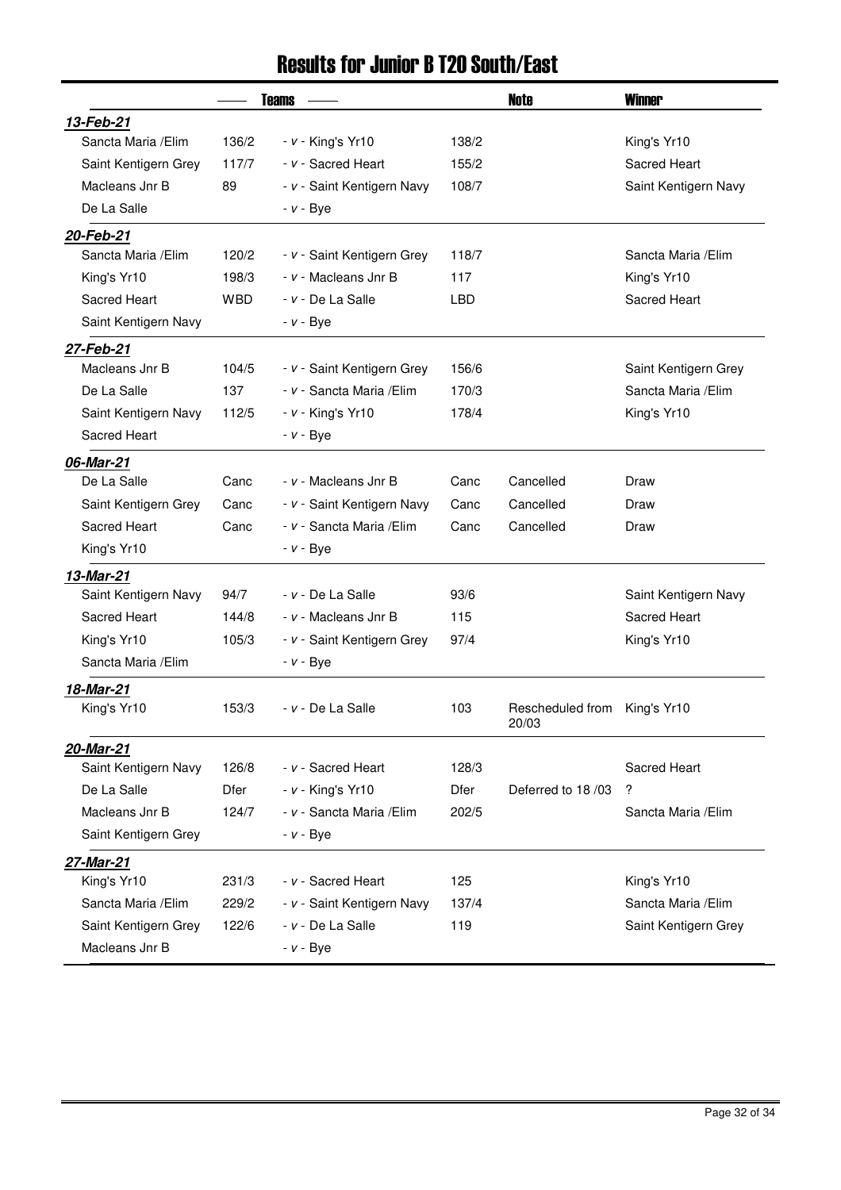# Results for Junior B T20 South/East

| | Teams | | | | Note | Winner |
|---|---|---|---|---|---|---|
| ***13-Feb-21*** | | | | | | |
| Sancta Maria /Elim | 136/2 | - v - King's Yr10 | 138/2 | | | King's Yr10 |
| Saint Kentigern Grey | 117/7 | - v - Sacred Heart | 155/2 | | | Sacred Heart |
| Macleans Jnr B | 89 | - v - Saint Kentigern Navy | 108/7 | | | Saint Kentigern Navy |
| De La Salle | | - v - Bye | | | | |
| ***20-Feb-21*** | | | | | | |
| Sancta Maria /Elim | 120/2 | - v - Saint Kentigern Grey | 118/7 | | | Sancta Maria /Elim |
| King's Yr10 | 198/3 | - v - Macleans Jnr B | 117 | | | King's Yr10 |
| Sacred Heart | WBD | - v - De La Salle | LBD | | | Sacred Heart |
| Saint Kentigern Navy | | - v - Bye | | | | |
| ***27-Feb-21*** | | | | | | |
| Macleans Jnr B | 104/5 | - v - Saint Kentigern Grey | 156/6 | | | Saint Kentigern Grey |
| De La Salle | 137 | - v - Sancta Maria /Elim | 170/3 | | | Sancta Maria /Elim |
| Saint Kentigern Navy | 112/5 | - v - King's Yr10 | 178/4 | | | King's Yr10 |
| Sacred Heart | | - v - Bye | | | | |
| ***06-Mar-21*** | | | | | | |
| De La Salle | Canc | - v - Macleans Jnr B | Canc | | Cancelled | Draw |
| Saint Kentigern Grey | Canc | - v - Saint Kentigern Navy | Canc | | Cancelled | Draw |
| Sacred Heart | Canc | - v - Sancta Maria /Elim | Canc | | Cancelled | Draw |
| King's Yr10 | | - v - Bye | | | | |
| ***13-Mar-21*** | | | | | | |
| Saint Kentigern Navy | 94/7 | - v - De La Salle | 93/6 | | | Saint Kentigern Navy |
| Sacred Heart | 144/8 | - v - Macleans Jnr B | 115 | | | Sacred Heart |
| King's Yr10 | 105/3 | - v - Saint Kentigern Grey | 97/4 | | | King's Yr10 |
| Sancta Maria /Elim | | - v - Bye | | | | |
| ***18-Mar-21*** | | | | | | |
| King's Yr10 | 153/3 | - v - De La Salle | 103 | | Rescheduled from 20/03 | King's Yr10 |
| ***20-Mar-21*** | | | | | | |
| Saint Kentigern Navy | 126/8 | - v - Sacred Heart | 128/3 | | | Sacred Heart |
| De La Salle | Dfer | - v - King's Yr10 | Dfer | | Deferred to 18 /03 | ? |
| Macleans Jnr B | 124/7 | - v - Sancta Maria /Elim | 202/5 | | | Sancta Maria /Elim |
| Saint Kentigern Grey | | - v - Bye | | | | |
| ***27-Mar-21*** | | | | | | |
| King's Yr10 | 231/3 | - v - Sacred Heart | 125 | | | King's Yr10 |
| Sancta Maria /Elim | 229/2 | - v - Saint Kentigern Navy | 137/4 | | | Sancta Maria /Elim |
| Saint Kentigern Grey | 122/6 | - v - De La Salle | 119 | | | Saint Kentigern Grey |
| Macleans Jnr B | | - v - Bye | | | | |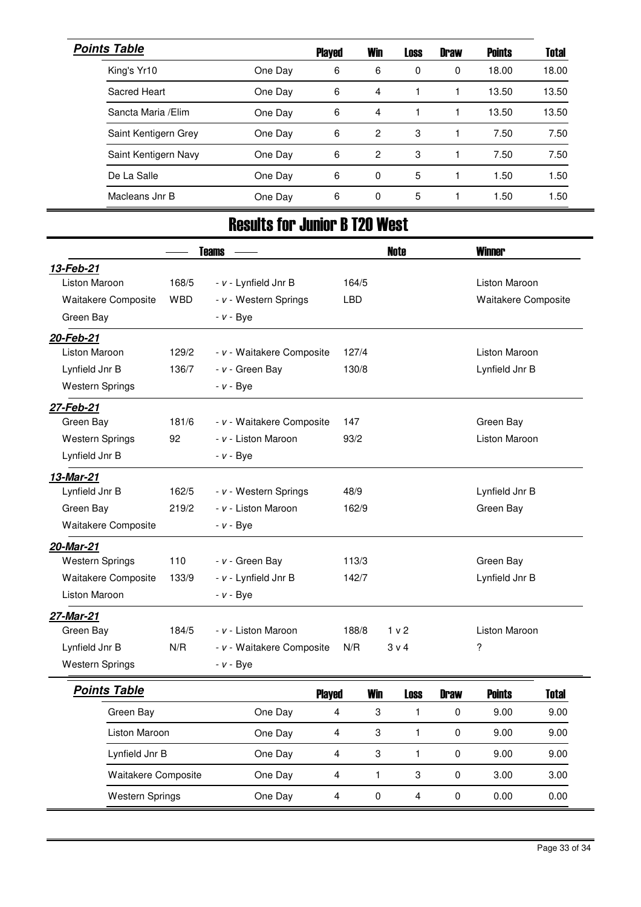**Points Table**

| | | Played | Win | Loss | Draw | Points | Total |
|---|---|---|---|---|---|---|---|
| King's Yr10 | One Day | 6 | 6 | 0 | 0 | 18.00 | 18.00 |
| Sacred Heart | One Day | 6 | 4 | 1 | 1 | 13.50 | 13.50 |
| Sancta Maria /Elim | One Day | 6 | 4 | 1 | 1 | 13.50 | 13.50 |
| Saint Kentigern Grey | One Day | 6 | 2 | 3 | 1 | 7.50 | 7.50 |
| Saint Kentigern Navy | One Day | 6 | 2 | 3 | 1 | 7.50 | 7.50 |
| De La Salle | One Day | 6 | 0 | 5 | 1 | 1.50 | 1.50 |
| Macleans Jnr B | One Day | 6 | 0 | 5 | 1 | 1.50 | 1.50 |

# Results for Junior B T20 West

| Teams | | | | Note | Winner |
|---|---|---|---|---|---|
| ***13-Feb-21*** | | | | | |
| Liston Maroon | 168/5 | - v - Lynfield Jnr B | 164/5 | | Liston Maroon |
| Waitakere Composite | WBD | - v - Western Springs | LBD | | Waitakere Composite |
| Green Bay | | - v - Bye | | | |
| ***20-Feb-21*** | | | | | |
| Liston Maroon | 129/2 | - v - Waitakere Composite | 127/4 | | Liston Maroon |
| Lynfield Jnr B | 136/7 | - v - Green Bay | 130/8 | | Lynfield Jnr B |
| Western Springs | | - v - Bye | | | |
| ***27-Feb-21*** | | | | | |
| Green Bay | 181/6 | - v - Waitakere Composite | 147 | | Green Bay |
| Western Springs | 92 | - v - Liston Maroon | 93/2 | | Liston Maroon |
| Lynfield Jnr B | | - v - Bye | | | |
| ***13-Mar-21*** | | | | | |
| Lynfield Jnr B | 162/5 | - v - Western Springs | 48/9 | | Lynfield Jnr B |
| Green Bay | 219/2 | - v - Liston Maroon | 162/9 | | Green Bay |
| Waitakere Composite | | - v - Bye | | | |
| ***20-Mar-21*** | | | | | |
| Western Springs | 110 | - v - Green Bay | 113/3 | | Green Bay |
| Waitakere Composite | 133/9 | - v - Lynfield Jnr B | 142/7 | | Lynfield Jnr B |
| Liston Maroon | | - v - Bye | | | |
| ***27-Mar-21*** | | | | | |
| Green Bay | 184/5 | - v - Liston Maroon | 188/8 | 1 v 2 | Liston Maroon |
| Lynfield Jnr B | N/R | - v - Waitakere Composite | N/R | 3 v 4 | ? |
| Western Springs | | - v - Bye | | | |

**Points Table**

| | | Played | Win | Loss | Draw | Points | Total |
|---|---|---|---|---|---|---|---|
| Green Bay | One Day | 4 | 3 | 1 | 0 | 9.00 | 9.00 |
| Liston Maroon | One Day | 4 | 3 | 1 | 0 | 9.00 | 9.00 |
| Lynfield Jnr B | One Day | 4 | 3 | 1 | 0 | 9.00 | 9.00 |
| Waitakere Composite | One Day | 4 | 1 | 3 | 0 | 3.00 | 3.00 |
| Western Springs | One Day | 4 | 0 | 4 | 0 | 0.00 | 0.00 |